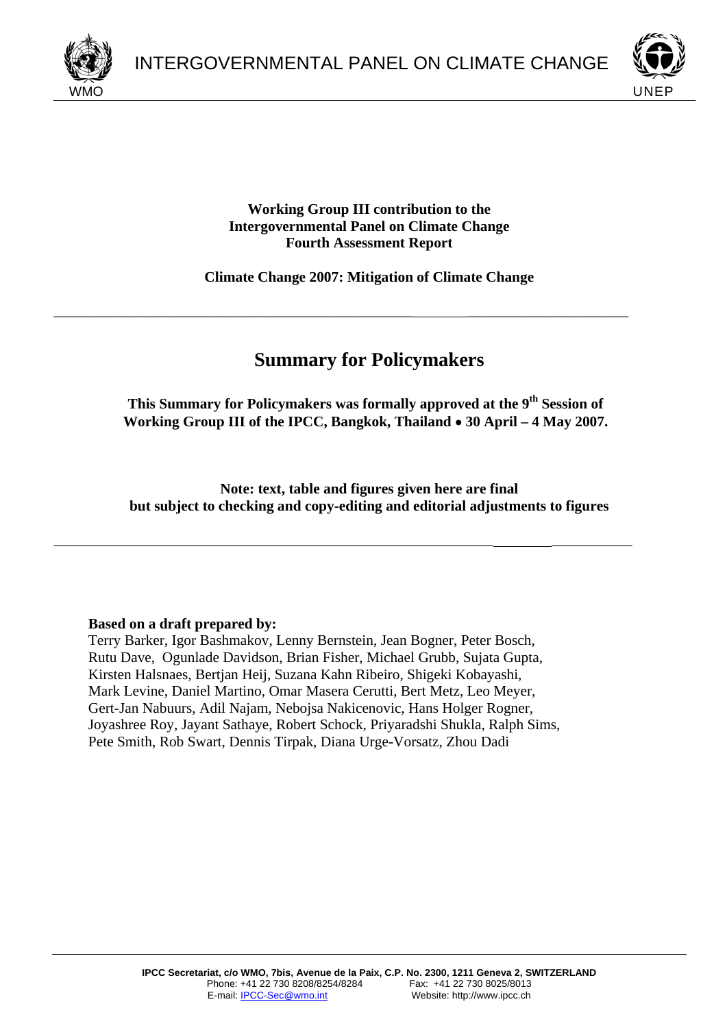INTERGOVERNMENTAL PANEL ON CLIMATE CHANGE

WMO UNEP

**Working Group III contribution to the Intergovernmental Panel on Climate Change Fourth Assessment Report**

**Climate Change 2007: Mitigation of Climate Change**

---

# Summary for Policymakers

**This Summary for Policymakers was formally approved at the 9th Session of Working Group III of the IPCC, Bangkok, Thailand • 30 April – 4 May 2007.**

**Note: text, table and figures given here are final but subject to checking and copy-editing and editorial adjustments to figures**

---

**Based on a draft prepared by:**

Terry Barker, Igor Bashmakov, Lenny Bernstein, Jean Bogner, Peter Bosch, Rutu Dave, Ogunlade Davidson, Brian Fisher, Michael Grubb, Sujata Gupta, Kirsten Halsnaes, Bertjan Heij, Suzana Kahn Ribeiro, Shigeki Kobayashi, Mark Levine, Daniel Martino, Omar Masera Cerutti, Bert Metz, Leo Meyer, Gert-Jan Nabuurs, Adil Najam, Nebojsa Nakicenovic, Hans Holger Rogner, Joyashree Roy, Jayant Sathaye, Robert Schock, Priyaradshi Shukla, Ralph Sims, Pete Smith, Rob Swart, Dennis Tirpak, Diana Urge-Vorsatz, Zhou Dadi

**IPCC Secretariat, c/o WMO, 7bis, Avenue de la Paix, C.P. No. 2300, 1211 Geneva 2, SWITZERLAND**
Phone: +41 22 730 8208/8254/8284 Fax: +41 22 730 8025/8013
E-mail: IPCC-Sec@wmo.int Website: http://www.ipcc.ch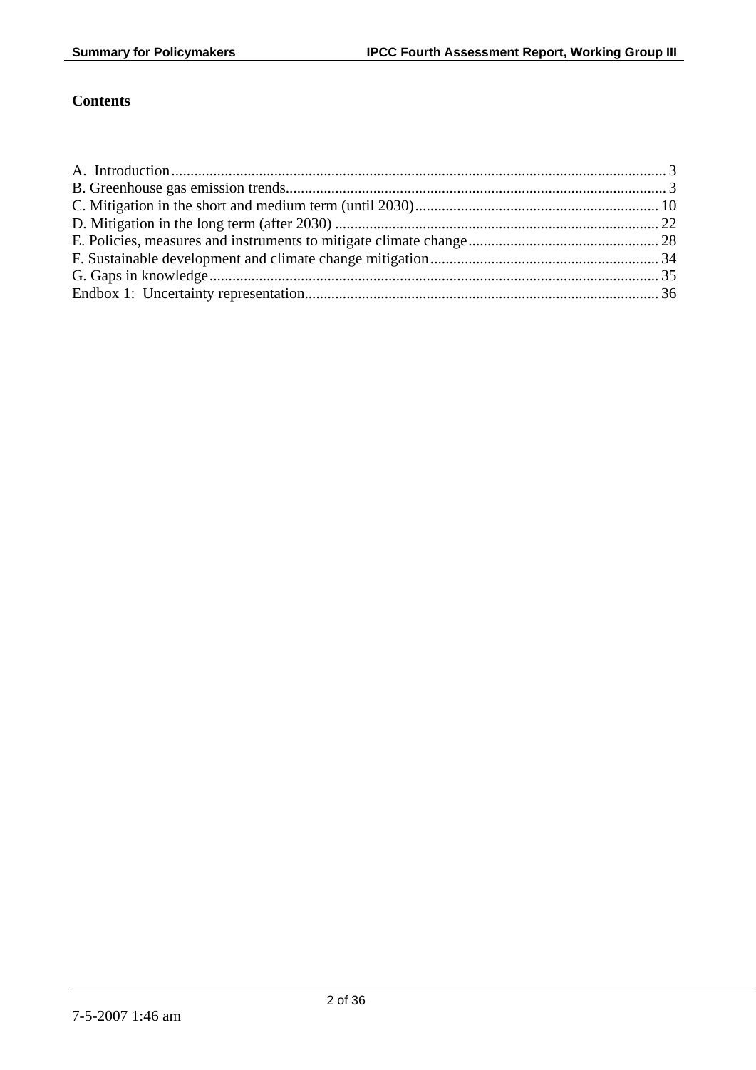# Contents

A. Introduction ........................................................................................................................ 3
B. Greenhouse gas emission trends........................................................................................ 3
C. Mitigation in the short and medium term (until 2030)......................................................... 10
D. Mitigation in the long term (after 2030) ............................................................................ 22
E. Policies, measures and instruments to mitigate climate change.......................................... 28
F. Sustainable development and climate change mitigation.................................................... 34
G. Gaps in knowledge............................................................................................................ 35
Endbox 1: Uncertainty representation.................................................................................... 36

7-5-2007 1:46 am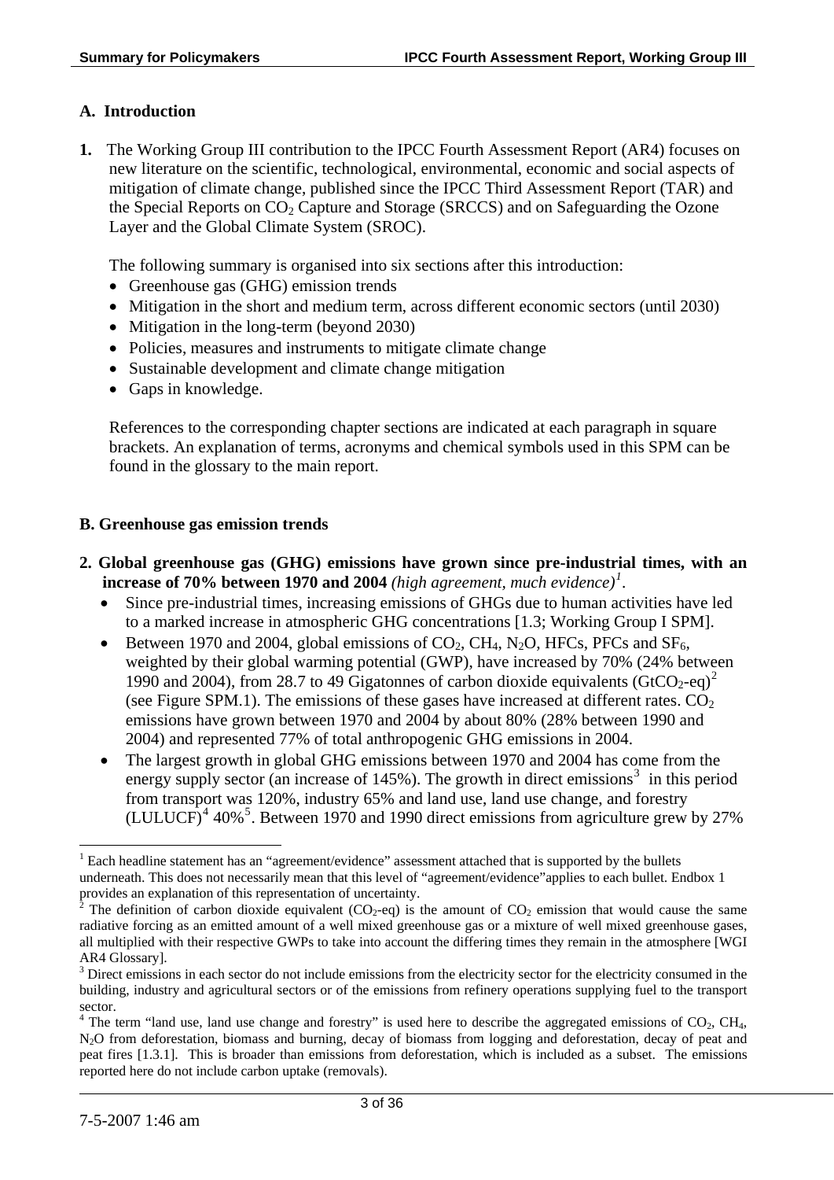## A. Introduction

**1.** The Working Group III contribution to the IPCC Fourth Assessment Report (AR4) focuses on new literature on the scientific, technological, environmental, economic and social aspects of mitigation of climate change, published since the IPCC Third Assessment Report (TAR) and the Special Reports on $CO_2$ Capture and Storage (SRCCS) and on Safeguarding the Ozone Layer and the Global Climate System (SROC).

The following summary is organised into six sections after this introduction:

- Greenhouse gas (GHG) emission trends
- Mitigation in the short and medium term, across different economic sectors (until 2030)
- Mitigation in the long-term (beyond 2030)
- Policies, measures and instruments to mitigate climate change
- Sustainable development and climate change mitigation
- Gaps in knowledge.

References to the corresponding chapter sections are indicated at each paragraph in square brackets. An explanation of terms, acronyms and chemical symbols used in this SPM can be found in the glossary to the main report.

## B. Greenhouse gas emission trends

**2. Global greenhouse gas (GHG) emissions have grown since pre-industrial times, with an increase of 70% between 1970 and 2004** *(high agreement, much evidence)*[1].

- Since pre-industrial times, increasing emissions of GHGs due to human activities have led to a marked increase in atmospheric GHG concentrations [1.3; Working Group I SPM].
- Between 1970 and 2004, global emissions of $CO_2$, $CH_4$, $N_2O$, HFCs, PFCs and $SF_6$, weighted by their global warming potential (GWP), have increased by 70% (24% between 1990 and 2004), from 28.7 to 49 Gigatonnes of carbon dioxide equivalents ($GtCO_2$-eq)[2] (see Figure SPM.1). The emissions of these gases have increased at different rates. $CO_2$ emissions have grown between 1970 and 2004 by about 80% (28% between 1990 and 2004) and represented 77% of total anthropogenic GHG emissions in 2004.
- The largest growth in global GHG emissions between 1970 and 2004 has come from the energy supply sector (an increase of 145%). The growth in direct emissions[3] in this period from transport was 120%, industry 65% and land use, land use change, and forestry (LULUCF)[4] 40%[5]. Between 1970 and 1990 direct emissions from agriculture grew by 27%

---

[1] Each headline statement has an "agreement/evidence" assessment attached that is supported by the bullets underneath. This does not necessarily mean that this level of "agreement/evidence"applies to each bullet. Endbox 1 provides an explanation of this representation of uncertainty.

[2] The definition of carbon dioxide equivalent ($CO_2$-eq) is the amount of $CO_2$ emission that would cause the same radiative forcing as an emitted amount of a well mixed greenhouse gas or a mixture of well mixed greenhouse gases, all multiplied with their respective GWPs to take into account the differing times they remain in the atmosphere [WGI AR4 Glossary].

[3] Direct emissions in each sector do not include emissions from the electricity sector for the electricity consumed in the building, industry and agricultural sectors or of the emissions from refinery operations supplying fuel to the transport sector.

[4] The term "land use, land use change and forestry" is used here to describe the aggregated emissions of $CO_2$, $CH_4$, $N_2O$ from deforestation, biomass and burning, decay of biomass from logging and deforestation, decay of peat and peat fires [1.3.1]. This is broader than emissions from deforestation, which is included as a subset. The emissions reported here do not include carbon uptake (removals).

7-5-2007 1:46 am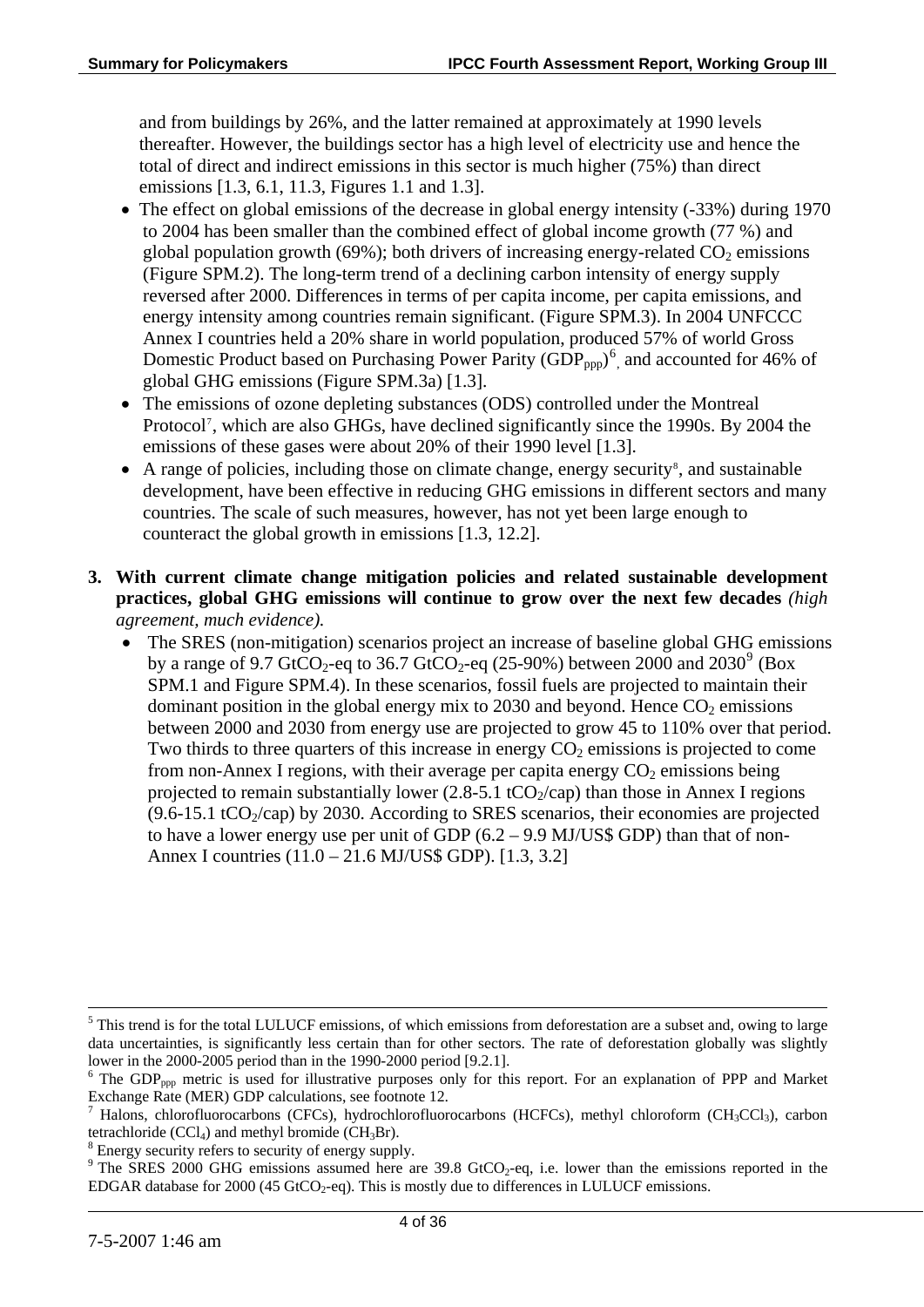and from buildings by 26%, and the latter remained at approximately at 1990 levels thereafter. However, the buildings sector has a high level of electricity use and hence the total of direct and indirect emissions in this sector is much higher (75%) than direct emissions [1.3, 6.1, 11.3, Figures 1.1 and 1.3].

- The effect on global emissions of the decrease in global energy intensity (-33%) during 1970 to 2004 has been smaller than the combined effect of global income growth (77 %) and global population growth (69%); both drivers of increasing energy-related $CO_2$ emissions (Figure SPM.2). The long-term trend of a declining carbon intensity of energy supply reversed after 2000. Differences in terms of per capita income, per capita emissions, and energy intensity among countries remain significant. (Figure SPM.3). In 2004 UNFCCC Annex I countries held a 20% share in world population, produced 57% of world Gross Domestic Product based on Purchasing Power Parity ($GDP_{ppp}$)[6], and accounted for 46% of global GHG emissions (Figure SPM.3a) [1.3].
- The emissions of ozone depleting substances (ODS) controlled under the Montreal Protocol[7], which are also GHGs, have declined significantly since the 1990s. By 2004 the emissions of these gases were about 20% of their 1990 level [1.3].
- A range of policies, including those on climate change, energy security[8], and sustainable development, have been effective in reducing GHG emissions in different sectors and many countries. The scale of such measures, however, has not yet been large enough to counteract the global growth in emissions [1.3, 12.2].

**3. With current climate change mitigation policies and related sustainable development practices, global GHG emissions will continue to grow over the next few decades** *(high agreement, much evidence).*

- The SRES (non-mitigation) scenarios project an increase of baseline global GHG emissions by a range of 9.7 $GtCO_2$-eq to 36.7 $GtCO_2$-eq (25-90%) between 2000 and 2030[9] (Box SPM.1 and Figure SPM.4). In these scenarios, fossil fuels are projected to maintain their dominant position in the global energy mix to 2030 and beyond. Hence $CO_2$ emissions between 2000 and 2030 from energy use are projected to grow 45 to 110% over that period. Two thirds to three quarters of this increase in energy $CO_2$ emissions is projected to come from non-Annex I regions, with their average per capita energy $CO_2$ emissions being projected to remain substantially lower (2.8-5.1 $tCO_2$/cap) than those in Annex I regions (9.6-15.1 $tCO_2$/cap) by 2030. According to SRES scenarios, their economies are projected to have a lower energy use per unit of GDP (6.2 – 9.9 MJ/US$ GDP) than that of non-Annex I countries (11.0 – 21.6 MJ/US$ GDP). [1.3, 3.2]

---

[5] This trend is for the total LULUCF emissions, of which emissions from deforestation are a subset and, owing to large data uncertainties, is significantly less certain than for other sectors. The rate of deforestation globally was slightly lower in the 2000-2005 period than in the 1990-2000 period [9.2.1].

[6] The $GDP_{ppp}$ metric is used for illustrative purposes only for this report. For an explanation of PPP and Market Exchange Rate (MER) GDP calculations, see footnote 12.

[7] Halons, chlorofluorocarbons (CFCs), hydrochlorofluorocarbons (HCFCs), methyl chloroform ($CH_3CCl_3$), carbon tetrachloride ($CCl_4$) and methyl bromide ($CH_3Br$).

[8] Energy security refers to security of energy supply.

[9] The SRES 2000 GHG emissions assumed here are 39.8 $GtCO_2$-eq, i.e. lower than the emissions reported in the EDGAR database for 2000 (45 $GtCO_2$-eq). This is mostly due to differences in LULUCF emissions.

7-5-2007 1:46 am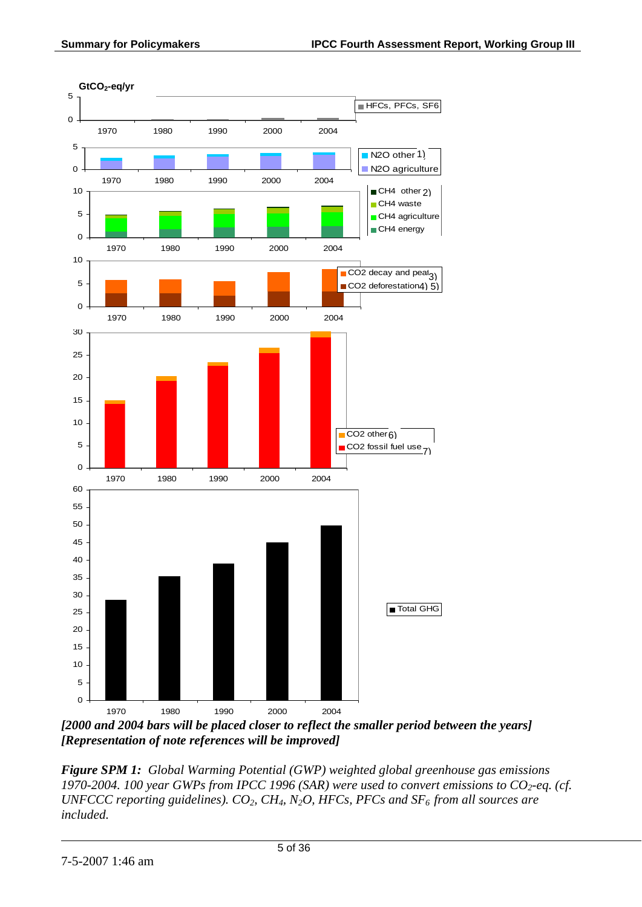GtCO$_2$-eq/yr

HFCs, PFCs, SF6

N2O other 1)
N2O agriculture

CH4 other 2)
CH4 waste
CH4 agriculture
CH4 energy

CO2 decay and peat 3)
CO2 deforestation 4) 5)

CO2 other 6)
CO2 fossil fuel use 7)

Total GHG

1970 1980 1990 2000 2004

***[2000 and 2004 bars will be placed closer to reflect the smaller period between the years]***
***[Representation of note references will be improved]***

***Figure SPM 1:*** *Global Warming Potential (GWP) weighted global greenhouse gas emissions 1970-2004. 100 year GWPs from IPCC 1996 (SAR) were used to convert emissions to $CO_2$-eq. (cf. UNFCCC reporting guidelines). $CO_2$, $CH_4$, $N_2O$, HFCs, PFCs and $SF_6$ from all sources are included.*

7-5-2007 1:46 am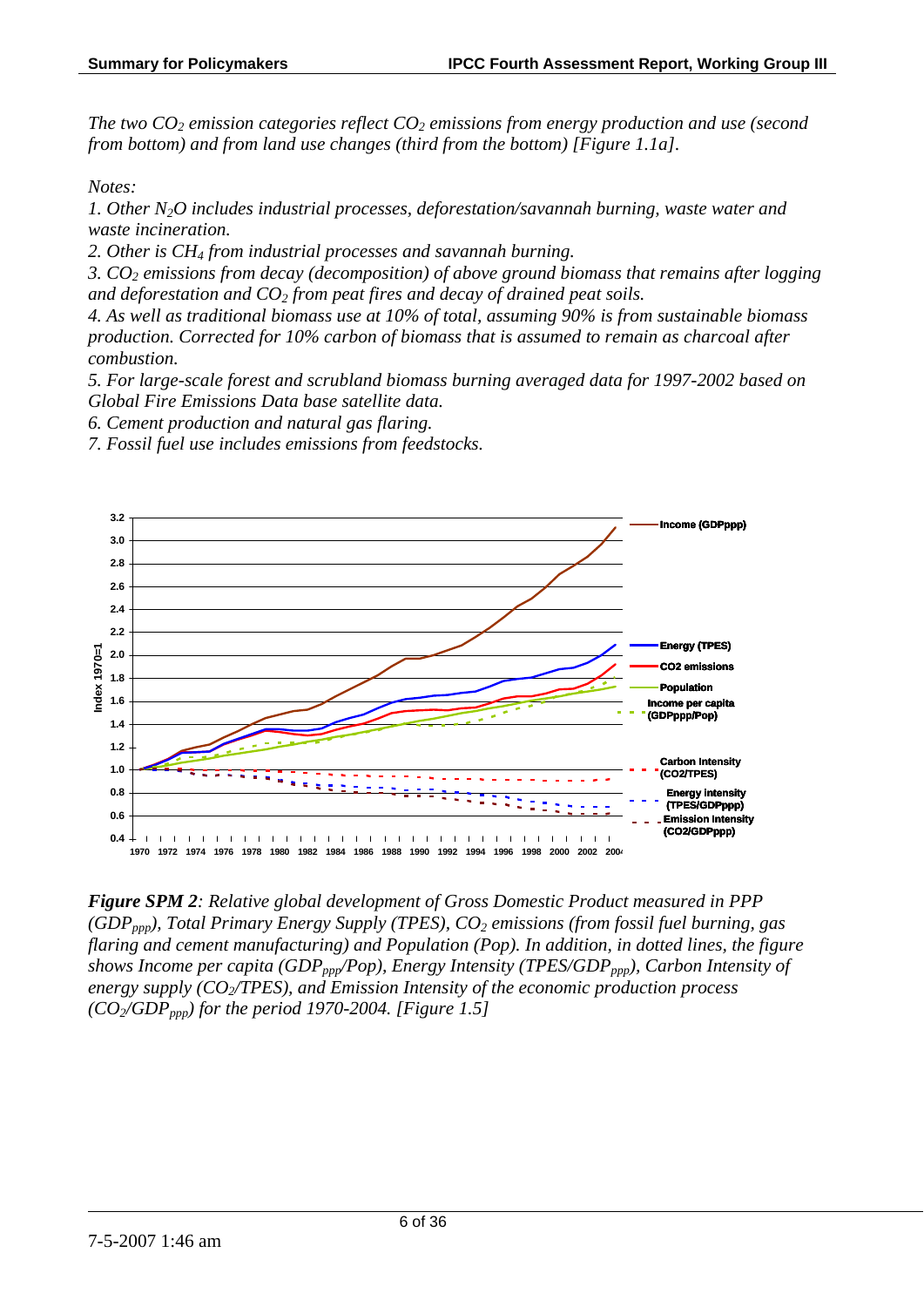*The two $CO_2$ emission categories reflect $CO_2$ emissions from energy production and use (second from bottom) and from land use changes (third from the bottom) [Figure 1.1a].*

*Notes:*

*1. Other $N_2O$ includes industrial processes, deforestation/savannah burning, waste water and waste incineration.*

*2. Other is $CH_4$ from industrial processes and savannah burning.*

*3. $CO_2$ emissions from decay (decomposition) of above ground biomass that remains after logging and deforestation and $CO_2$ from peat fires and decay of drained peat soils.*

*4. As well as traditional biomass use at 10% of total, assuming 90% is from sustainable biomass production. Corrected for 10% carbon of biomass that is assumed to remain as charcoal after combustion.*

*5. For large-scale forest and scrubland biomass burning averaged data for 1997-2002 based on Global Fire Emissions Data base satellite data.*

*6. Cement production and natural gas flaring.*

*7. Fossil fuel use includes emissions from feedstocks.*

***Figure SPM 2**: Relative global development of Gross Domestic Product measured in PPP ($GDP_{ppp}$), Total Primary Energy Supply (TPES), $CO_2$ emissions (from fossil fuel burning, gas flaring and cement manufacturing) and Population (Pop). In addition, in dotted lines, the figure shows Income per capita ($GDP_{ppp}$/Pop), Energy Intensity (TPES/$GDP_{ppp}$), Carbon Intensity of energy supply ($CO_2$/TPES), and Emission Intensity of the economic production process ($CO_2$/$GDP_{ppp}$) for the period 1970-2004. [Figure 1.5]*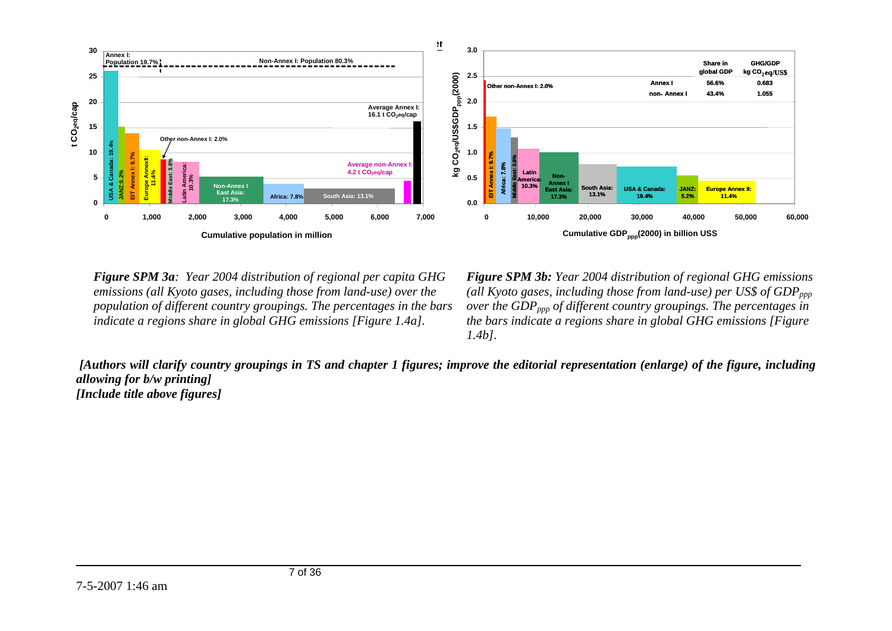*Figure SPM 3a: Year 2004 distribution of regional per capita GHG emissions (all Kyoto gases, including those from land-use) over the population of different country groupings. The percentages in the bars indicate a regions share in global GHG emissions [Figure 1.4a].*

*Figure SPM 3b: Year 2004 distribution of regional GHG emissions (all Kyoto gases, including those from land-use) per US$ of $GDP_{ppp}$ over the $GDP_{ppp}$ of different country groupings. The percentages in the bars indicate a regions share in global GHG emissions [Figure 1.4b].*

***[Authors will clarify country groupings in TS and chapter 1 figures; improve the editorial representation (enlarge) of the figure, including allowing for b/w printing]***

***[Include title above figures]***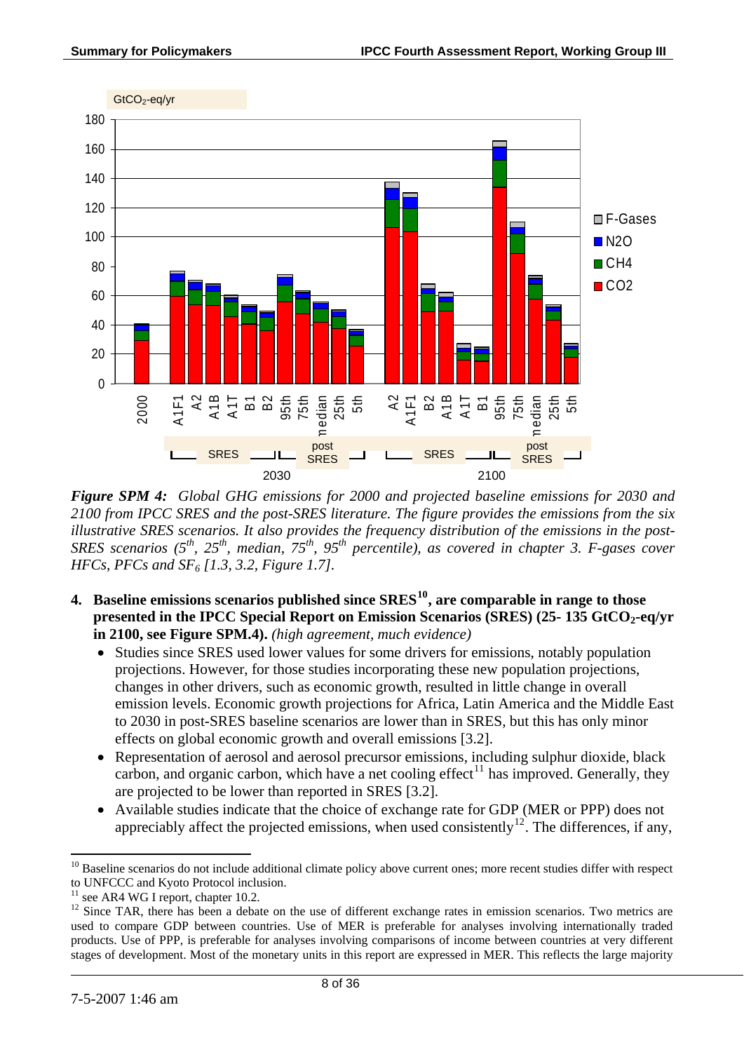*Figure SPM 4: Global GHG emissions for 2000 and projected baseline emissions for 2030 and 2100 from IPCC SRES and the post-SRES literature. The figure provides the emissions from the six illustrative SRES scenarios. It also provides the frequency distribution of the emissions in the post-SRES scenarios (5th, 25th, median, 75th, 95th percentile), as covered in chapter 3. F-gases cover HFCs, PFCs and $SF_6$ [1.3, 3.2, Figure 1.7].*

4. **Baseline emissions scenarios published since SRES[10], are comparable in range to those presented in the IPCC Special Report on Emission Scenarios (SRES) (25- 135 $GtCO_2$-eq/yr in 2100, see Figure SPM.4).** *(high agreement, much evidence)*
   - Studies since SRES used lower values for some drivers for emissions, notably population projections. However, for those studies incorporating these new population projections, changes in other drivers, such as economic growth, resulted in little change in overall emission levels. Economic growth projections for Africa, Latin America and the Middle East to 2030 in post-SRES baseline scenarios are lower than in SRES, but this has only minor effects on global economic growth and overall emissions [3.2].
   - Representation of aerosol and aerosol precursor emissions, including sulphur dioxide, black carbon, and organic carbon, which have a net cooling effect[11] has improved. Generally, they are projected to be lower than reported in SRES [3.2].
   - Available studies indicate that the choice of exchange rate for GDP (MER or PPP) does not appreciably affect the projected emissions, when used consistently[12]. The differences, if any,

[10] Baseline scenarios do not include additional climate policy above current ones; more recent studies differ with respect to UNFCCC and Kyoto Protocol inclusion.

[11] see AR4 WG I report, chapter 10.2.

[12] Since TAR, there has been a debate on the use of different exchange rates in emission scenarios. Two metrics are used to compare GDP between countries. Use of MER is preferable for analyses involving internationally traded products. Use of PPP, is preferable for analyses involving comparisons of income between countries at very different stages of development. Most of the monetary units in this report are expressed in MER. This reflects the large majority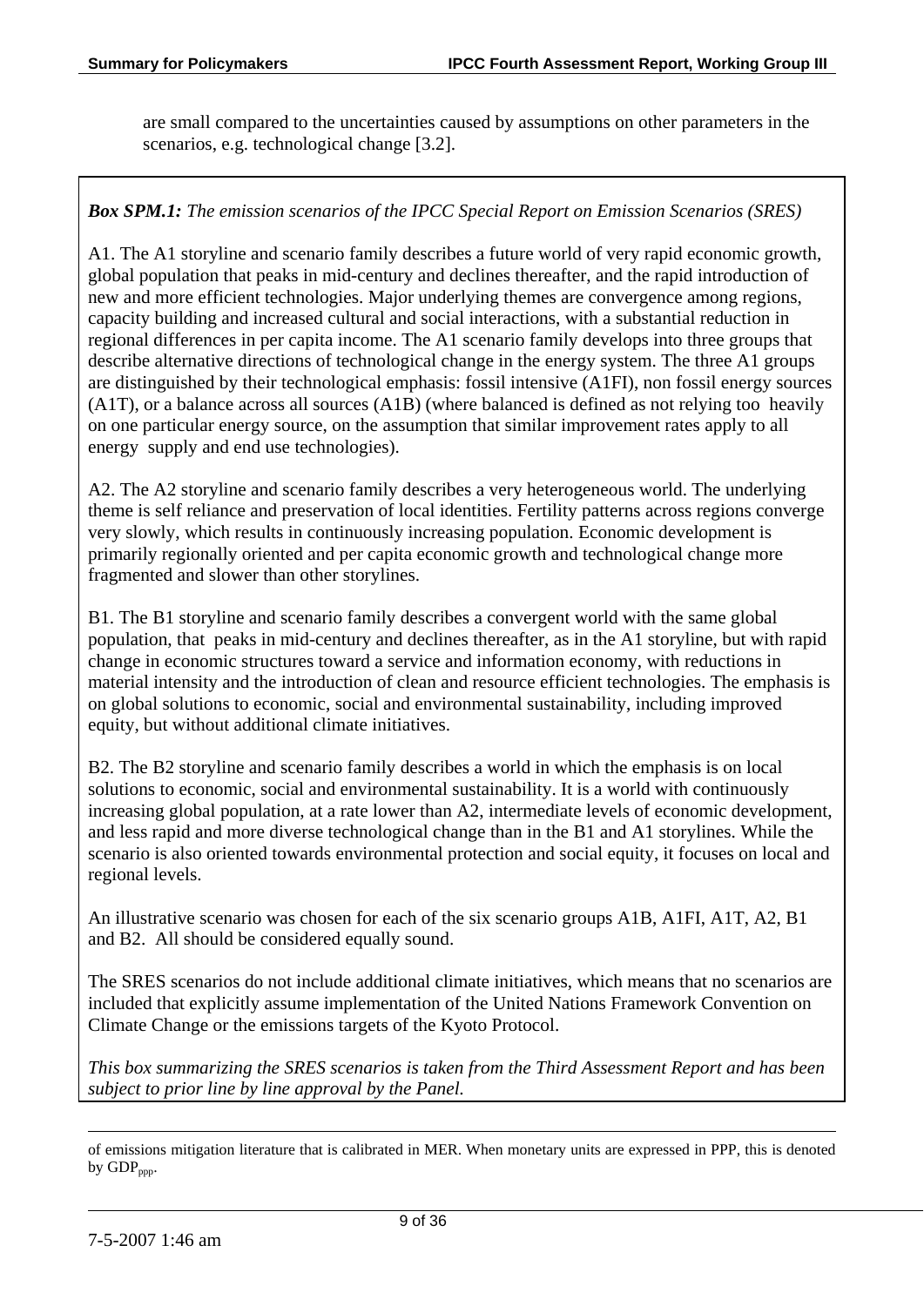are small compared to the uncertainties caused by assumptions on other parameters in the scenarios, e.g. technological change [3.2].

***Box SPM.1:*** *The emission scenarios of the IPCC Special Report on Emission Scenarios (SRES)*

A1. The A1 storyline and scenario family describes a future world of very rapid economic growth, global population that peaks in mid-century and declines thereafter, and the rapid introduction of new and more efficient technologies. Major underlying themes are convergence among regions, capacity building and increased cultural and social interactions, with a substantial reduction in regional differences in per capita income. The A1 scenario family develops into three groups that describe alternative directions of technological change in the energy system. The three A1 groups are distinguished by their technological emphasis: fossil intensive (A1FI), non fossil energy sources (A1T), or a balance across all sources (A1B) (where balanced is defined as not relying too heavily on one particular energy source, on the assumption that similar improvement rates apply to all energy supply and end use technologies).

A2. The A2 storyline and scenario family describes a very heterogeneous world. The underlying theme is self reliance and preservation of local identities. Fertility patterns across regions converge very slowly, which results in continuously increasing population. Economic development is primarily regionally oriented and per capita economic growth and technological change more fragmented and slower than other storylines.

B1. The B1 storyline and scenario family describes a convergent world with the same global population, that peaks in mid-century and declines thereafter, as in the A1 storyline, but with rapid change in economic structures toward a service and information economy, with reductions in material intensity and the introduction of clean and resource efficient technologies. The emphasis is on global solutions to economic, social and environmental sustainability, including improved equity, but without additional climate initiatives.

B2. The B2 storyline and scenario family describes a world in which the emphasis is on local solutions to economic, social and environmental sustainability. It is a world with continuously increasing global population, at a rate lower than A2, intermediate levels of economic development, and less rapid and more diverse technological change than in the B1 and A1 storylines. While the scenario is also oriented towards environmental protection and social equity, it focuses on local and regional levels.

An illustrative scenario was chosen for each of the six scenario groups A1B, A1FI, A1T, A2, B1 and B2. All should be considered equally sound.

The SRES scenarios do not include additional climate initiatives, which means that no scenarios are included that explicitly assume implementation of the United Nations Framework Convention on Climate Change or the emissions targets of the Kyoto Protocol.

*This box summarizing the SRES scenarios is taken from the Third Assessment Report and has been subject to prior line by line approval by the Panel.*

---

of emissions mitigation literature that is calibrated in MER. When monetary units are expressed in PPP, this is denoted by $GDP_{ppp}$.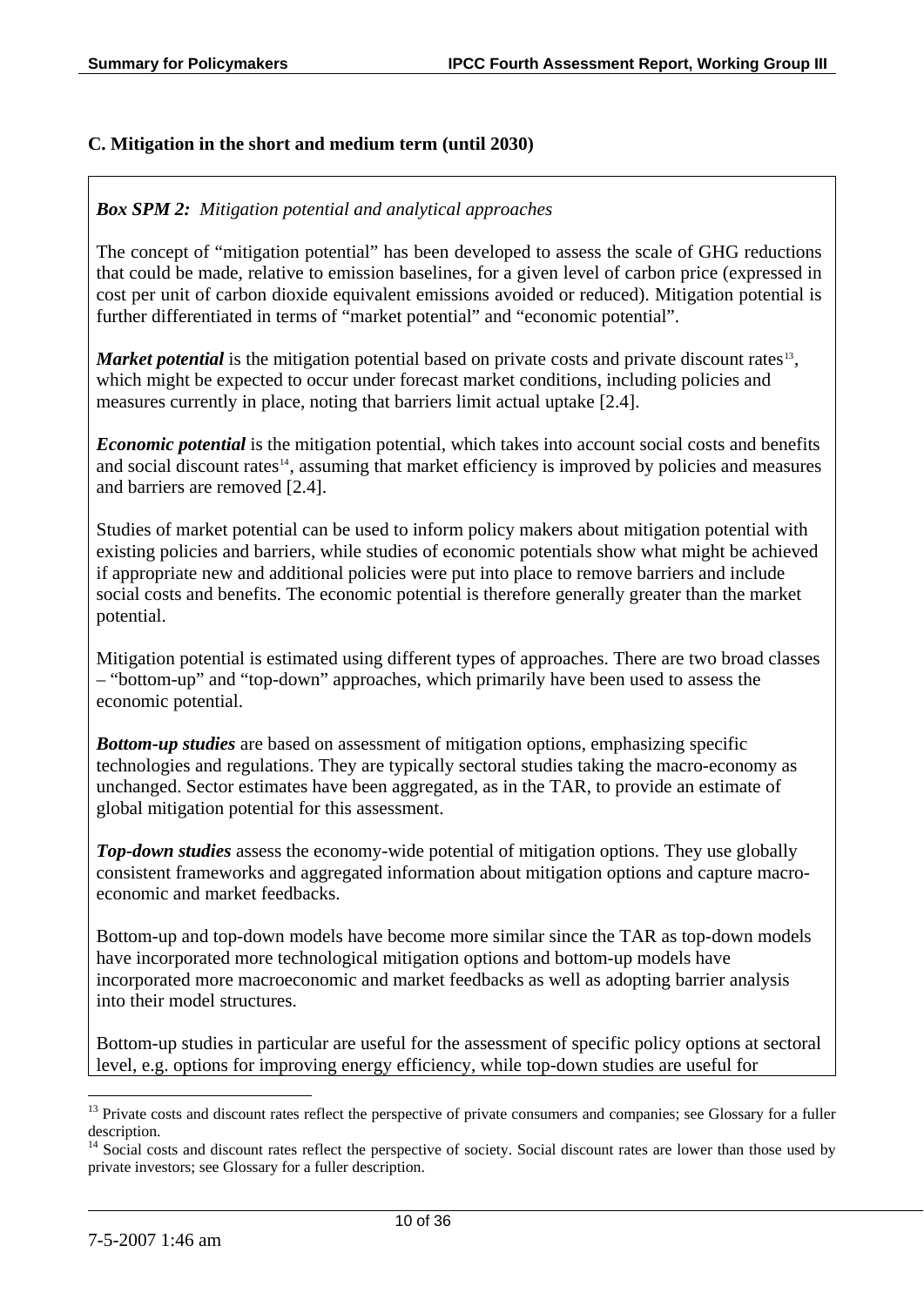## C. Mitigation in the short and medium term (until 2030)

***Box SPM 2:*** *Mitigation potential and analytical approaches*

The concept of "mitigation potential" has been developed to assess the scale of GHG reductions that could be made, relative to emission baselines, for a given level of carbon price (expressed in cost per unit of carbon dioxide equivalent emissions avoided or reduced). Mitigation potential is further differentiated in terms of "market potential" and "economic potential".

***Market potential*** is the mitigation potential based on private costs and private discount rates[13], which might be expected to occur under forecast market conditions, including policies and measures currently in place, noting that barriers limit actual uptake [2.4].

***Economic potential*** is the mitigation potential, which takes into account social costs and benefits and social discount rates[14], assuming that market efficiency is improved by policies and measures and barriers are removed [2.4].

Studies of market potential can be used to inform policy makers about mitigation potential with existing policies and barriers, while studies of economic potentials show what might be achieved if appropriate new and additional policies were put into place to remove barriers and include social costs and benefits. The economic potential is therefore generally greater than the market potential.

Mitigation potential is estimated using different types of approaches. There are two broad classes – "bottom-up" and "top-down" approaches, which primarily have been used to assess the economic potential.

***Bottom-up studies*** are based on assessment of mitigation options, emphasizing specific technologies and regulations. They are typically sectoral studies taking the macro-economy as unchanged. Sector estimates have been aggregated, as in the TAR, to provide an estimate of global mitigation potential for this assessment.

***Top-down studies*** assess the economy-wide potential of mitigation options. They use globally consistent frameworks and aggregated information about mitigation options and capture macro-economic and market feedbacks.

Bottom-up and top-down models have become more similar since the TAR as top-down models have incorporated more technological mitigation options and bottom-up models have incorporated more macroeconomic and market feedbacks as well as adopting barrier analysis into their model structures.

Bottom-up studies in particular are useful for the assessment of specific policy options at sectoral level, e.g. options for improving energy efficiency, while top-down studies are useful for

---

[13] Private costs and discount rates reflect the perspective of private consumers and companies; see Glossary for a fuller description.

[14] Social costs and discount rates reflect the perspective of society. Social discount rates are lower than those used by private investors; see Glossary for a fuller description.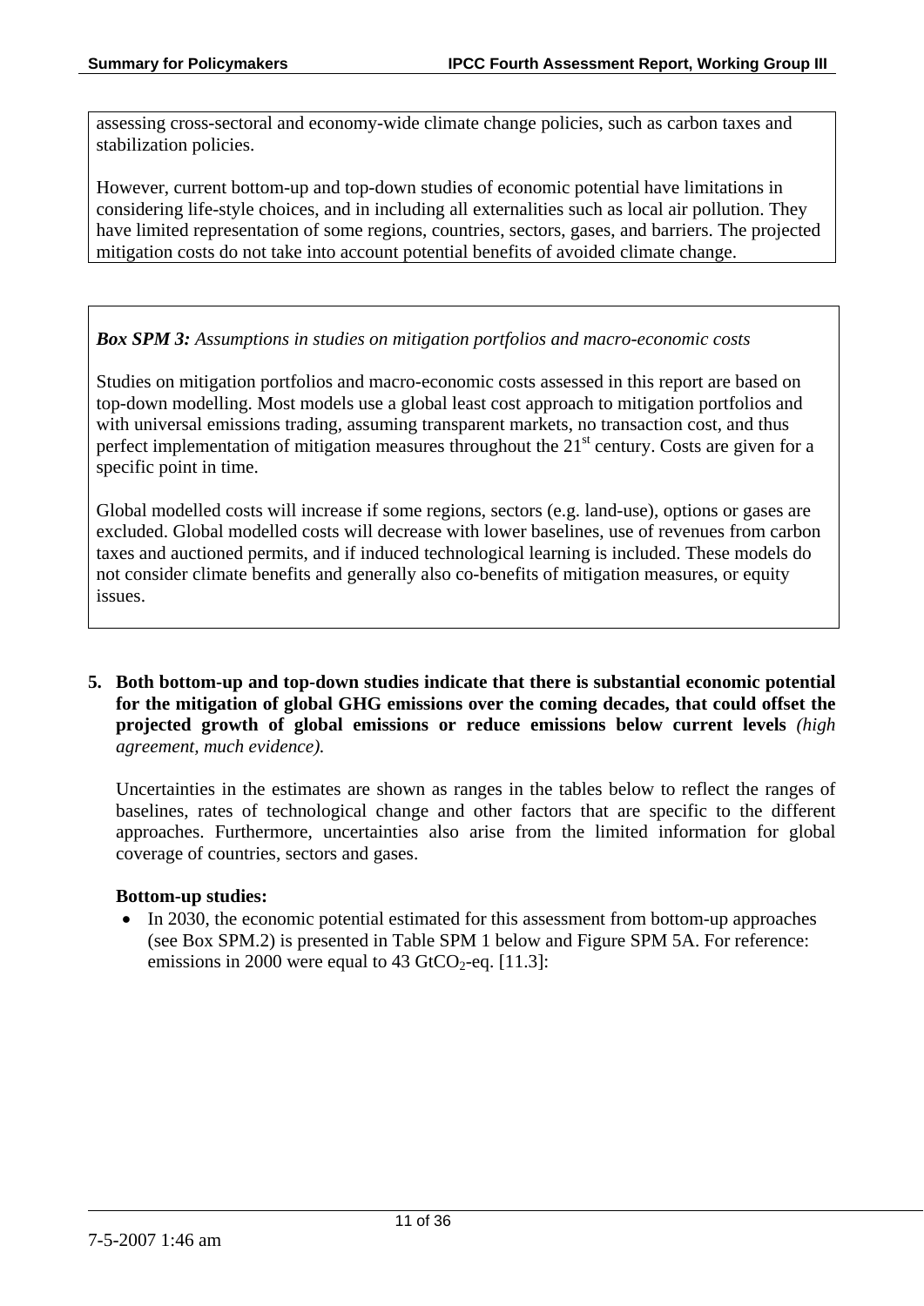assessing cross-sectoral and economy-wide climate change policies, such as carbon taxes and stabilization policies.

However, current bottom-up and top-down studies of economic potential have limitations in considering life-style choices, and in including all externalities such as local air pollution. They have limited representation of some regions, countries, sectors, gases, and barriers. The projected mitigation costs do not take into account potential benefits of avoided climate change.

***Box SPM 3:*** *Assumptions in studies on mitigation portfolios and macro-economic costs*

Studies on mitigation portfolios and macro-economic costs assessed in this report are based on top-down modelling. Most models use a global least cost approach to mitigation portfolios and with universal emissions trading, assuming transparent markets, no transaction cost, and thus perfect implementation of mitigation measures throughout the $21^{st}$ century. Costs are given for a specific point in time.

Global modelled costs will increase if some regions, sectors (e.g. land-use), options or gases are excluded. Global modelled costs will decrease with lower baselines, use of revenues from carbon taxes and auctioned permits, and if induced technological learning is included. These models do not consider climate benefits and generally also co-benefits of mitigation measures, or equity issues.

**5. Both bottom-up and top-down studies indicate that there is substantial economic potential for the mitigation of global GHG emissions over the coming decades, that could offset the projected growth of global emissions or reduce emissions below current levels** *(high agreement, much evidence).*

Uncertainties in the estimates are shown as ranges in the tables below to reflect the ranges of baselines, rates of technological change and other factors that are specific to the different approaches. Furthermore, uncertainties also arise from the limited information for global coverage of countries, sectors and gases.

**Bottom-up studies:**

- In 2030, the economic potential estimated for this assessment from bottom-up approaches (see Box SPM.2) is presented in Table SPM 1 below and Figure SPM 5A. For reference: emissions in 2000 were equal to 43 $GtCO_2$-eq. [11.3]: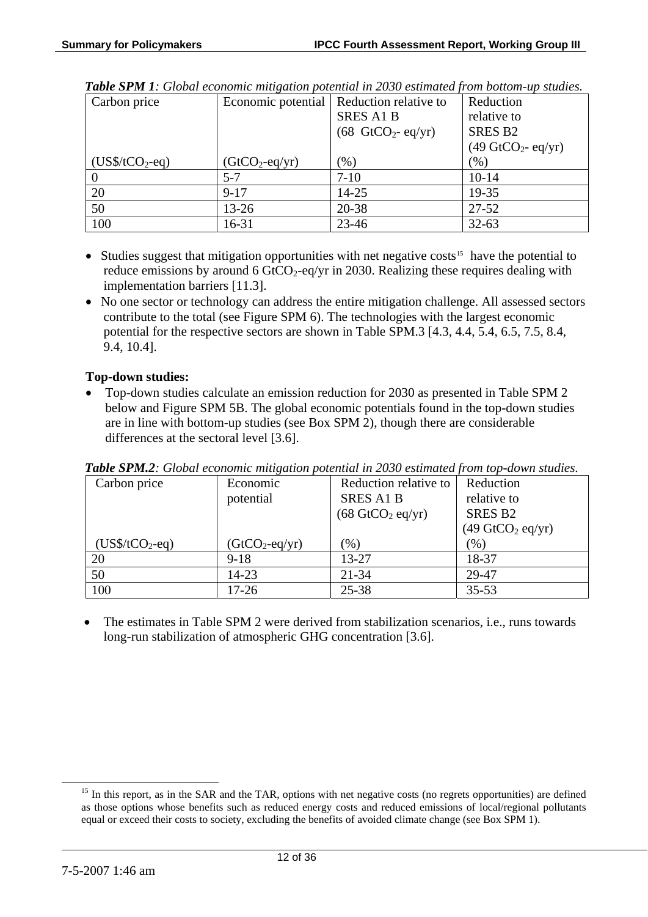***Table SPM 1**: Global economic mitigation potential in 2030 estimated from bottom-up studies.*

| Carbon price (US$/t$CO_2$-eq) | Economic potential (Gt$CO_2$-eq/yr) | Reduction relative to SRES A1 B (68 Gt$CO_2$- eq/yr) (%) | Reduction relative to SRES B2 (49 Gt$CO_2$- eq/yr) (%) |
|---|---|---|---|
| 0 | 5-7 | 7-10 | 10-14 |
| 20 | 9-17 | 14-25 | 19-35 |
| 50 | 13-26 | 20-38 | 27-52 |
| 100 | 16-31 | 23-46 | 32-63 |

- Studies suggest that mitigation opportunities with net negative costs[15] have the potential to reduce emissions by around 6 Gt$CO_2$-eq/yr in 2030. Realizing these requires dealing with implementation barriers [11.3].
- No one sector or technology can address the entire mitigation challenge. All assessed sectors contribute to the total (see Figure SPM 6). The technologies with the largest economic potential for the respective sectors are shown in Table SPM.3 [4.3, 4.4, 5.4, 6.5, 7.5, 8.4, 9.4, 10.4].

**Top-down studies:**

- Top-down studies calculate an emission reduction for 2030 as presented in Table SPM 2 below and Figure SPM 5B. The global economic potentials found in the top-down studies are in line with bottom-up studies (see Box SPM 2), though there are considerable differences at the sectoral level [3.6].

***Table SPM.2**: Global economic mitigation potential in 2030 estimated from top-down studies.*

| Carbon price (US$/t$CO_2$-eq) | Economic potential (Gt$CO_2$-eq/yr) | Reduction relative to SRES A1 B (68 Gt$CO_2$ eq/yr) (%) | Reduction relative to SRES B2 (49 Gt$CO_2$ eq/yr) (%) |
|---|---|---|---|
| 20 | 9-18 | 13-27 | 18-37 |
| 50 | 14-23 | 21-34 | 29-47 |
| 100 | 17-26 | 25-38 | 35-53 |

- The estimates in Table SPM 2 were derived from stabilization scenarios, i.e., runs towards long-run stabilization of atmospheric GHG concentration [3.6].

[15] In this report, as in the SAR and the TAR, options with net negative costs (no regrets opportunities) are defined as those options whose benefits such as reduced energy costs and reduced emissions of local/regional pollutants equal or exceed their costs to society, excluding the benefits of avoided climate change (see Box SPM 1).

7-5-2007 1:46 am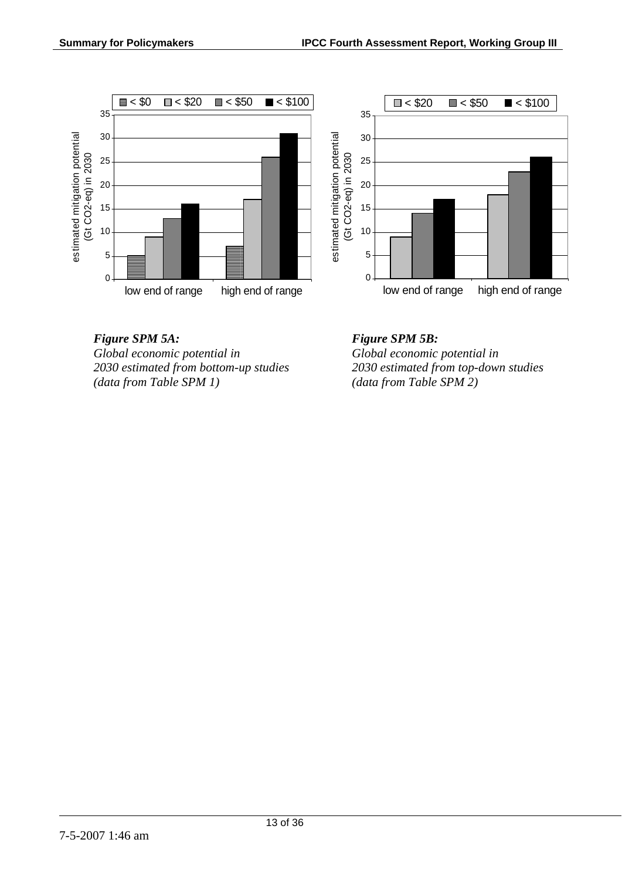*Figure SPM 5A:*
*Global economic potential in 2030 estimated from bottom-up studies (data from Table SPM 1)*

*Figure SPM 5B:*
*Global economic potential in 2030 estimated from top-down studies (data from Table SPM 2)*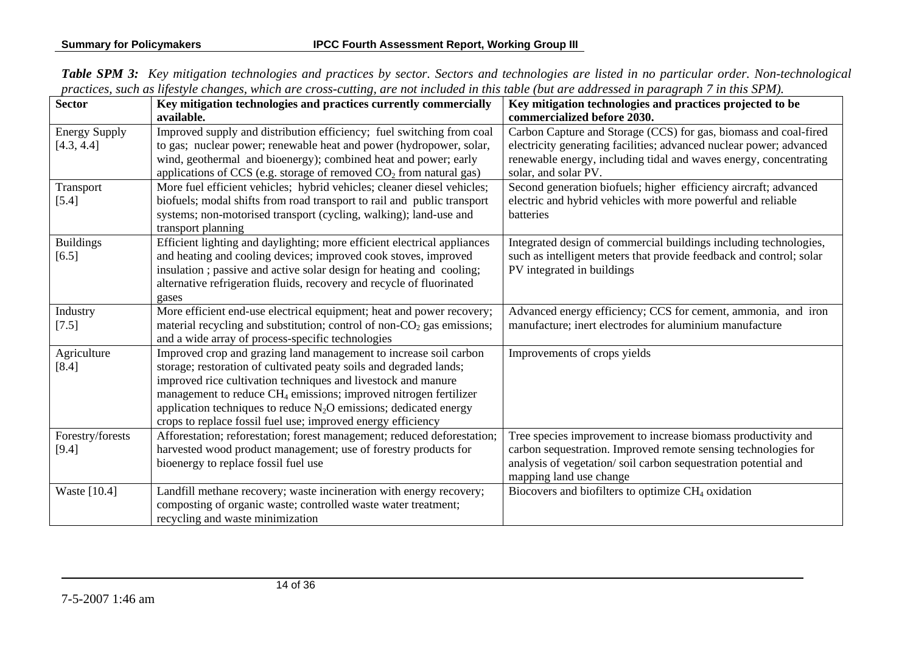***Table SPM 3:** Key mitigation technologies and practices by sector. Sectors and technologies are listed in no particular order. Non-technological practices, such as lifestyle changes, which are cross-cutting, are not included in this table (but are addressed in paragraph 7 in this SPM).*

| Sector | Key mitigation technologies and practices currently commercially available. | Key mitigation technologies and practices projected to be commercialized before 2030. |
|---|---|---|
| Energy Supply [4.3, 4.4] | Improved supply and distribution efficiency; fuel switching from coal to gas; nuclear power; renewable heat and power (hydropower, solar, wind, geothermal and bioenergy); combined heat and power; early applications of CCS (e.g. storage of removed $CO_2$ from natural gas) | Carbon Capture and Storage (CCS) for gas, biomass and coal-fired electricity generating facilities; advanced nuclear power; advanced renewable energy, including tidal and waves energy, concentrating solar, and solar PV. |
| Transport [5.4] | More fuel efficient vehicles; hybrid vehicles; cleaner diesel vehicles; biofuels; modal shifts from road transport to rail and public transport systems; non-motorised transport (cycling, walking); land-use and transport planning | Second generation biofuels; higher efficiency aircraft; advanced electric and hybrid vehicles with more powerful and reliable batteries |
| Buildings [6.5] | Efficient lighting and daylighting; more efficient electrical appliances and heating and cooling devices; improved cook stoves, improved insulation ; passive and active solar design for heating and cooling; alternative refrigeration fluids, recovery and recycle of fluorinated gases | Integrated design of commercial buildings including technologies, such as intelligent meters that provide feedback and control; solar PV integrated in buildings |
| Industry [7.5] | More efficient end-use electrical equipment; heat and power recovery; material recycling and substitution; control of non-$CO_2$ gas emissions; and a wide array of process-specific technologies | Advanced energy efficiency; CCS for cement, ammonia, and iron manufacture; inert electrodes for aluminium manufacture |
| Agriculture [8.4] | Improved crop and grazing land management to increase soil carbon storage; restoration of cultivated peaty soils and degraded lands; improved rice cultivation techniques and livestock and manure management to reduce $CH_4$ emissions; improved nitrogen fertilizer application techniques to reduce $N_2O$ emissions; dedicated energy crops to replace fossil fuel use; improved energy efficiency | Improvements of crops yields |
| Forestry/forests [9.4] | Afforestation; reforestation; forest management; reduced deforestation; harvested wood product management; use of forestry products for bioenergy to replace fossil fuel use | Tree species improvement to increase biomass productivity and carbon sequestration. Improved remote sensing technologies for analysis of vegetation/ soil carbon sequestration potential and mapping land use change |
| Waste [10.4] | Landfill methane recovery; waste incineration with energy recovery; composting of organic waste; controlled waste water treatment; recycling and waste minimization | Biocovers and biofilters to optimize $CH_4$ oxidation |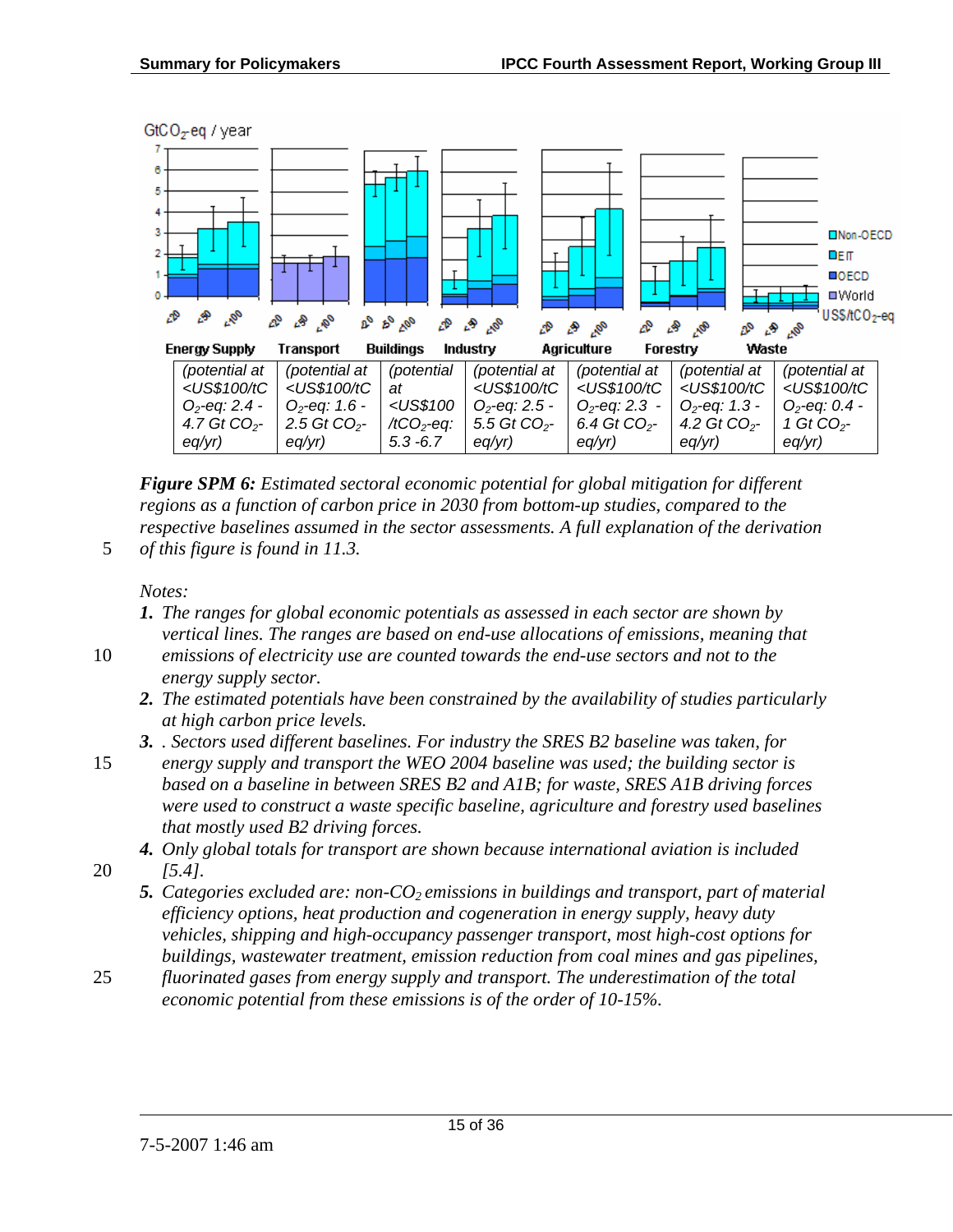| Energy Supply | Transport | Buildings | Industry | Agriculture | Forestry | Waste |
|---|---|---|---|---|---|---|
| (potential at <US$100/tCO₂-eq: 2.4 - 4.7 Gt CO₂-eq/yr) | (potential at <US$100/tCO₂-eq: 1.6 - 2.5 Gt CO₂-eq/yr) | (potential at <US$100/tCO₂-eq: 5.3 -6.7 | (potential at <US$100/tCO₂-eq: 2.5 - 5.5 Gt CO₂-eq/yr) | (potential at <US$100/tCO₂-eq: 2.3 - 6.4 Gt CO₂-eq/yr) | (potential at <US$100/tCO₂-eq: 1.3 - 4.2 Gt CO₂-eq/yr) | (potential at <US$100/tCO₂-eq: 0.4 - 1 Gt CO₂-eq/yr) |

***Figure SPM 6:*** *Estimated sectoral economic potential for global mitigation for different regions as a function of carbon price in 2030 from bottom-up studies, compared to the respective baselines assumed in the sector assessments. A full explanation of the derivation of this figure is found in 11.3.*

*Notes:*

1. *The ranges for global economic potentials as assessed in each sector are shown by vertical lines. The ranges are based on end-use allocations of emissions, meaning that emissions of electricity use are counted towards the end-use sectors and not to the energy supply sector.*
2. *The estimated potentials have been constrained by the availability of studies particularly at high carbon price levels.*
3. *. Sectors used different baselines. For industry the SRES B2 baseline was taken, for energy supply and transport the WEO 2004 baseline was used; the building sector is based on a baseline in between SRES B2 and A1B; for waste, SRES A1B driving forces were used to construct a waste specific baseline, agriculture and forestry used baselines that mostly used B2 driving forces.*
4. *Only global totals for transport are shown because international aviation is included [5.4].*
5. *Categories excluded are: non-$CO_2$ emissions in buildings and transport, part of material efficiency options, heat production and cogeneration in energy supply, heavy duty vehicles, shipping and high-occupancy passenger transport, most high-cost options for buildings, wastewater treatment, emission reduction from coal mines and gas pipelines, fluorinated gases from energy supply and transport. The underestimation of the total economic potential from these emissions is of the order of 10-15%.*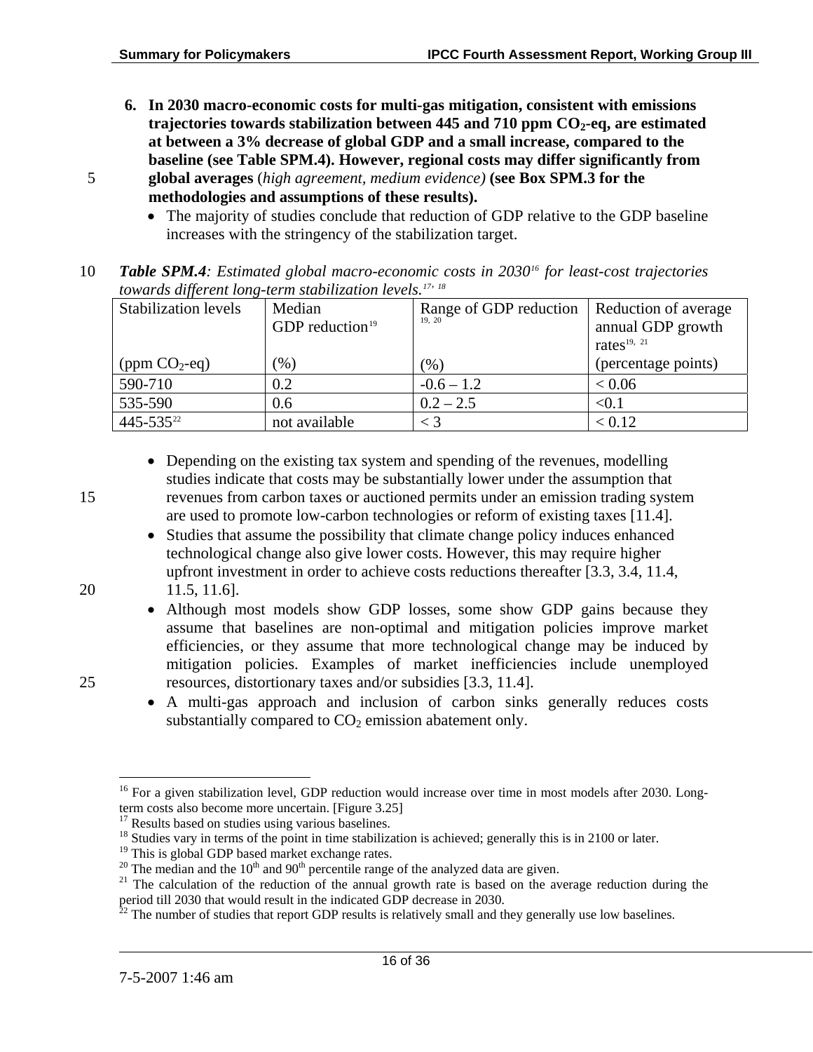6. **In 2030 macro-economic costs for multi-gas mitigation, consistent with emissions trajectories towards stabilization between 445 and 710 ppm $CO_2$-eq, are estimated at between a 3% decrease of global GDP and a small increase, compared to the baseline (see Table SPM.4). However, regional costs may differ significantly from global averages** (*high agreement, medium evidence*) **(see Box SPM.3 for the methodologies and assumptions of these results).**
   - The majority of studies conclude that reduction of GDP relative to the GDP baseline increases with the stringency of the stabilization target.

***Table SPM.4****: Estimated global macro-economic costs in 2030[16] for least-cost trajectories towards different long-term stabilization levels.[17, 18]*

| Stabilization levels<br><br>(ppm $CO_2$-eq) | Median GDP reduction[19]<br><br>(%) | Range of GDP reduction [19, 20]<br><br>(%) | Reduction of average annual GDP growth rates[19, 21]<br>(percentage points) |
|---|---|---|---|
| 590-710 | 0.2 | -0.6 – 1.2 | < 0.06 |
| 535-590 | 0.6 | 0.2 – 2.5 | <0.1 |
| 445-535[22] | not available | < 3 | < 0.12 |

- Depending on the existing tax system and spending of the revenues, modelling studies indicate that costs may be substantially lower under the assumption that revenues from carbon taxes or auctioned permits under an emission trading system are used to promote low-carbon technologies or reform of existing taxes [11.4].
- Studies that assume the possibility that climate change policy induces enhanced technological change also give lower costs. However, this may require higher upfront investment in order to achieve costs reductions thereafter [3.3, 3.4, 11.4, 11.5, 11.6].
- Although most models show GDP losses, some show GDP gains because they assume that baselines are non-optimal and mitigation policies improve market efficiencies, or they assume that more technological change may be induced by mitigation policies. Examples of market inefficiencies include unemployed resources, distortionary taxes and/or subsidies [3.3, 11.4].
- A multi-gas approach and inclusion of carbon sinks generally reduces costs substantially compared to $CO_2$ emission abatement only.

---

[16] For a given stabilization level, GDP reduction would increase over time in most models after 2030. Long-term costs also become more uncertain. [Figure 3.25]

[17] Results based on studies using various baselines.

[18] Studies vary in terms of the point in time stabilization is achieved; generally this is in 2100 or later.

[19] This is global GDP based market exchange rates.

[20] The median and the $10^{th}$ and $90^{th}$ percentile range of the analyzed data are given.

[21] The calculation of the reduction of the annual growth rate is based on the average reduction during the period till 2030 that would result in the indicated GDP decrease in 2030.

[22] The number of studies that report GDP results is relatively small and they generally use low baselines.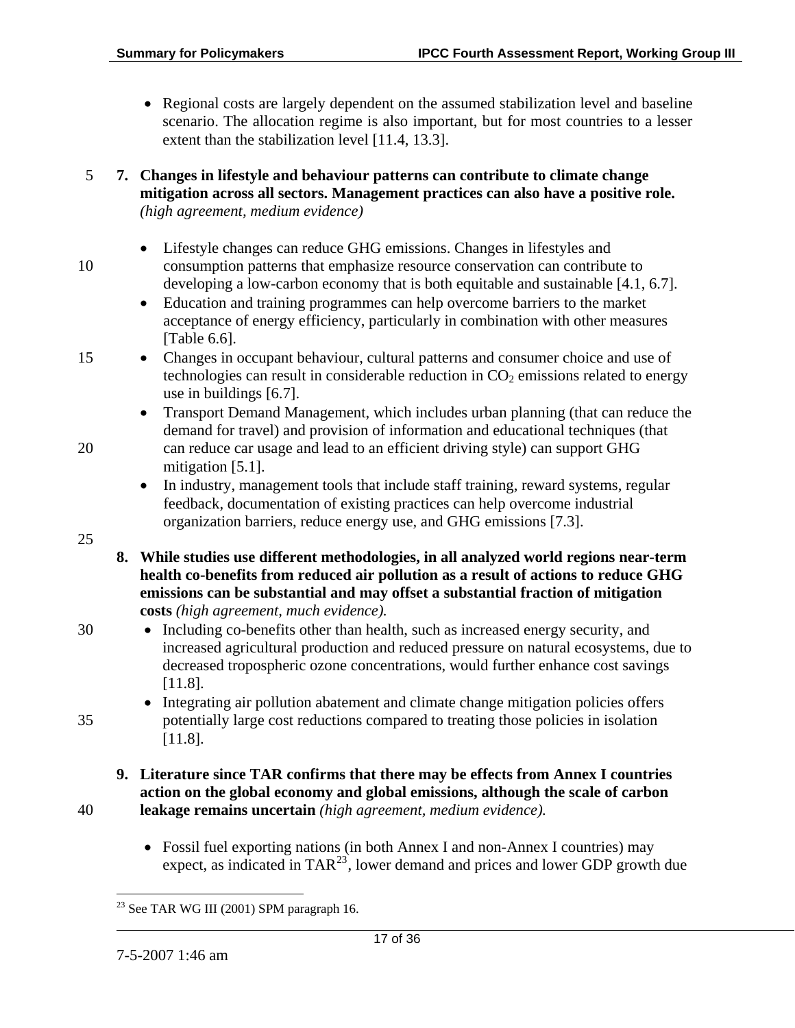- Regional costs are largely dependent on the assumed stabilization level and baseline scenario. The allocation regime is also important, but for most countries to a lesser extent than the stabilization level [11.4, 13.3].

7. **Changes in lifestyle and behaviour patterns can contribute to climate change mitigation across all sectors. Management practices can also have a positive role.** *(high agreement, medium evidence)*

    - Lifestyle changes can reduce GHG emissions. Changes in lifestyles and consumption patterns that emphasize resource conservation can contribute to developing a low-carbon economy that is both equitable and sustainable [4.1, 6.7].
    - Education and training programmes can help overcome barriers to the market acceptance of energy efficiency, particularly in combination with other measures [Table 6.6].
    - Changes in occupant behaviour, cultural patterns and consumer choice and use of technologies can result in considerable reduction in $CO_2$ emissions related to energy use in buildings [6.7].
    - Transport Demand Management, which includes urban planning (that can reduce the demand for travel) and provision of information and educational techniques (that can reduce car usage and lead to an efficient driving style) can support GHG mitigation [5.1].
    - In industry, management tools that include staff training, reward systems, regular feedback, documentation of existing practices can help overcome industrial organization barriers, reduce energy use, and GHG emissions [7.3].

8. **While studies use different methodologies, in all analyzed world regions near-term health co-benefits from reduced air pollution as a result of actions to reduce GHG emissions can be substantial and may offset a substantial fraction of mitigation costs** *(high agreement, much evidence).*

    - Including co-benefits other than health, such as increased energy security, and increased agricultural production and reduced pressure on natural ecosystems, due to decreased tropospheric ozone concentrations, would further enhance cost savings [11.8].
    - Integrating air pollution abatement and climate change mitigation policies offers potentially large cost reductions compared to treating those policies in isolation [11.8].

9. **Literature since TAR confirms that there may be effects from Annex I countries action on the global economy and global emissions, although the scale of carbon leakage remains uncertain** *(high agreement, medium evidence).*

    - Fossil fuel exporting nations (in both Annex I and non-Annex I countries) may expect, as indicated in TAR[23], lower demand and prices and lower GDP growth due

[23] See TAR WG III (2001) SPM paragraph 16.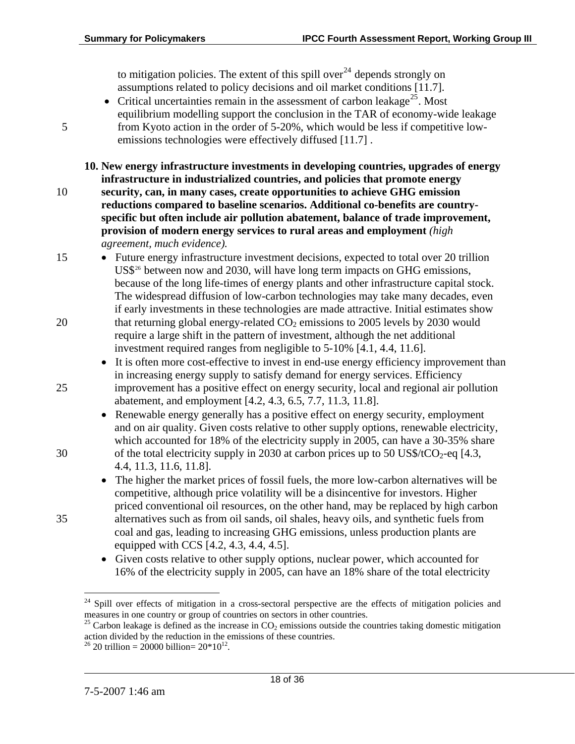to mitigation policies. The extent of this spill over[24] depends strongly on assumptions related to policy decisions and oil market conditions [11.7].

- Critical uncertainties remain in the assessment of carbon leakage[25]. Most equilibrium modelling support the conclusion in the TAR of economy-wide leakage from Kyoto action in the order of 5-20%, which would be less if competitive low-emissions technologies were effectively diffused [11.7] .

**10. New energy infrastructure investments in developing countries, upgrades of energy infrastructure in industrialized countries, and policies that promote energy security, can, in many cases, create opportunities to achieve GHG emission reductions compared to baseline scenarios. Additional co-benefits are country-specific but often include air pollution abatement, balance of trade improvement, provision of modern energy services to rural areas and employment** *(high agreement, much evidence).*

- Future energy infrastructure investment decisions, expected to total over 20 trillion US$[26] between now and 2030, will have long term impacts on GHG emissions, because of the long life-times of energy plants and other infrastructure capital stock. The widespread diffusion of low-carbon technologies may take many decades, even if early investments in these technologies are made attractive. Initial estimates show that returning global energy-related $CO_2$ emissions to 2005 levels by 2030 would require a large shift in the pattern of investment, although the net additional investment required ranges from negligible to 5-10% [4.1, 4.4, 11.6].
- It is often more cost-effective to invest in end-use energy efficiency improvement than in increasing energy supply to satisfy demand for energy services. Efficiency improvement has a positive effect on energy security, local and regional air pollution abatement, and employment [4.2, 4.3, 6.5, 7.7, 11.3, 11.8].
- Renewable energy generally has a positive effect on energy security, employment and on air quality. Given costs relative to other supply options, renewable electricity, which accounted for 18% of the electricity supply in 2005, can have a 30-35% share of the total electricity supply in 2030 at carbon prices up to 50 US$/t$CO_2$-eq [4.3, 4.4, 11.3, 11.6, 11.8].
- The higher the market prices of fossil fuels, the more low-carbon alternatives will be competitive, although price volatility will be a disincentive for investors. Higher priced conventional oil resources, on the other hand, may be replaced by high carbon alternatives such as from oil sands, oil shales, heavy oils, and synthetic fuels from coal and gas, leading to increasing GHG emissions, unless production plants are equipped with CCS [4.2, 4.3, 4.4, 4.5].
- Given costs relative to other supply options, nuclear power, which accounted for 16% of the electricity supply in 2005, can have an 18% share of the total electricity

[24] Spill over effects of mitigation in a cross-sectoral perspective are the effects of mitigation policies and measures in one country or group of countries on sectors in other countries.

[25] Carbon leakage is defined as the increase in $CO_2$ emissions outside the countries taking domestic mitigation action divided by the reduction in the emissions of these countries.

[26] 20 trillion = 20000 billion= $20*10^{12}$.

7-5-2007 1:46 am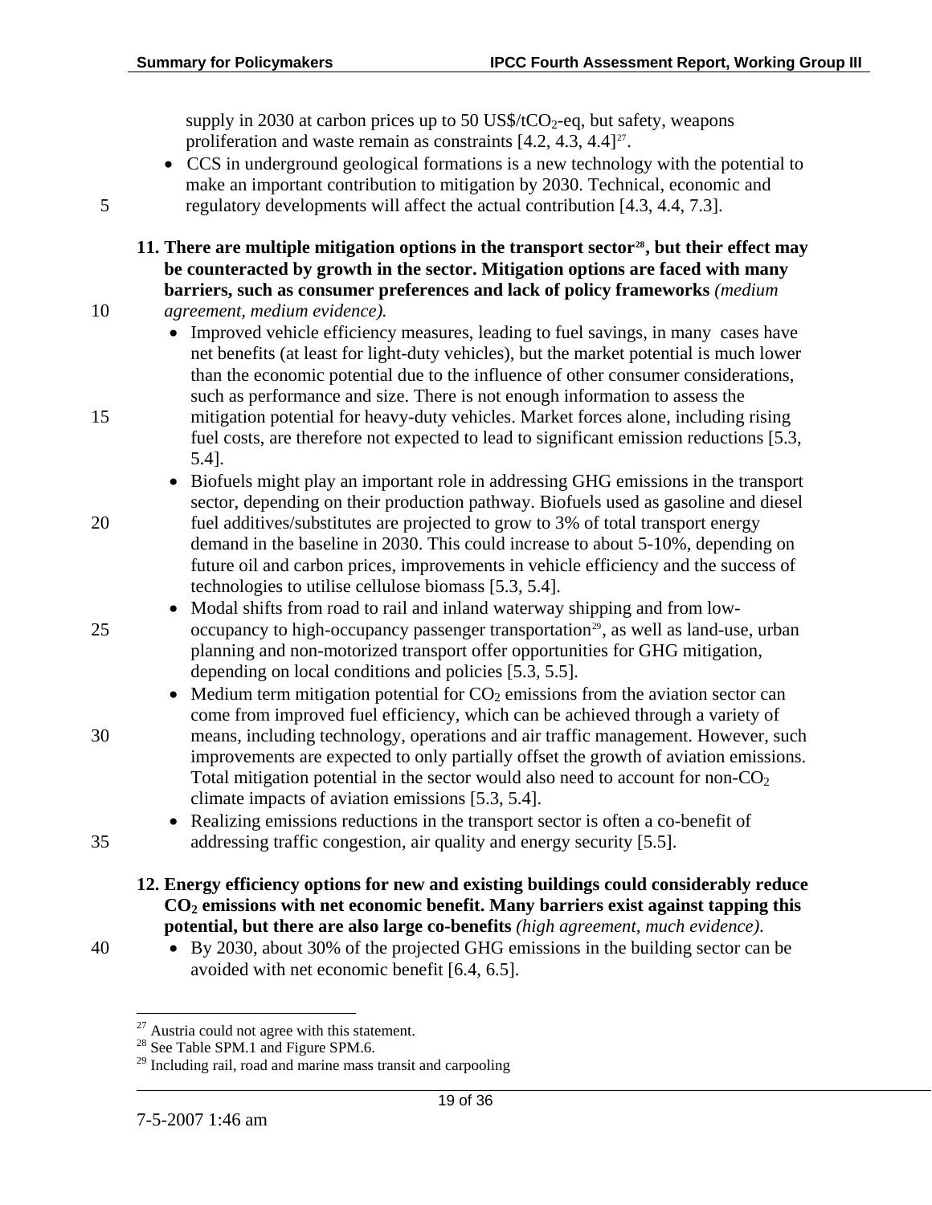supply in 2030 at carbon prices up to 50 US$/t$CO_2$-eq, but safety, weapons proliferation and waste remain as constraints [4.2, 4.3, 4.4][27].

- CCS in underground geological formations is a new technology with the potential to make an important contribution to mitigation by 2030. Technical, economic and regulatory developments will affect the actual contribution [4.3, 4.4, 7.3].

**11. There are multiple mitigation options in the transport sector[28], but their effect may be counteracted by growth in the sector. Mitigation options are faced with many barriers, such as consumer preferences and lack of policy frameworks** *(medium agreement, medium evidence).*

- Improved vehicle efficiency measures, leading to fuel savings, in many cases have net benefits (at least for light-duty vehicles), but the market potential is much lower than the economic potential due to the influence of other consumer considerations, such as performance and size. There is not enough information to assess the mitigation potential for heavy-duty vehicles. Market forces alone, including rising fuel costs, are therefore not expected to lead to significant emission reductions [5.3, 5.4].
- Biofuels might play an important role in addressing GHG emissions in the transport sector, depending on their production pathway. Biofuels used as gasoline and diesel fuel additives/substitutes are projected to grow to 3% of total transport energy demand in the baseline in 2030. This could increase to about 5-10%, depending on future oil and carbon prices, improvements in vehicle efficiency and the success of technologies to utilise cellulose biomass [5.3, 5.4].
- Modal shifts from road to rail and inland waterway shipping and from low-occupancy to high-occupancy passenger transportation[29], as well as land-use, urban planning and non-motorized transport offer opportunities for GHG mitigation, depending on local conditions and policies [5.3, 5.5].
- Medium term mitigation potential for $CO_2$ emissions from the aviation sector can come from improved fuel efficiency, which can be achieved through a variety of means, including technology, operations and air traffic management. However, such improvements are expected to only partially offset the growth of aviation emissions. Total mitigation potential in the sector would also need to account for non-$CO_2$ climate impacts of aviation emissions [5.3, 5.4].
- Realizing emissions reductions in the transport sector is often a co-benefit of addressing traffic congestion, air quality and energy security [5.5].

**12. Energy efficiency options for new and existing buildings could considerably reduce $CO_2$ emissions with net economic benefit. Many barriers exist against tapping this potential, but there are also large co-benefits** *(high agreement, much evidence).*

- By 2030, about 30% of the projected GHG emissions in the building sector can be avoided with net economic benefit [6.4, 6.5].

---

[27] Austria could not agree with this statement.
[28] See Table SPM.1 and Figure SPM.6.
[29] Including rail, road and marine mass transit and carpooling

7-5-2007 1:46 am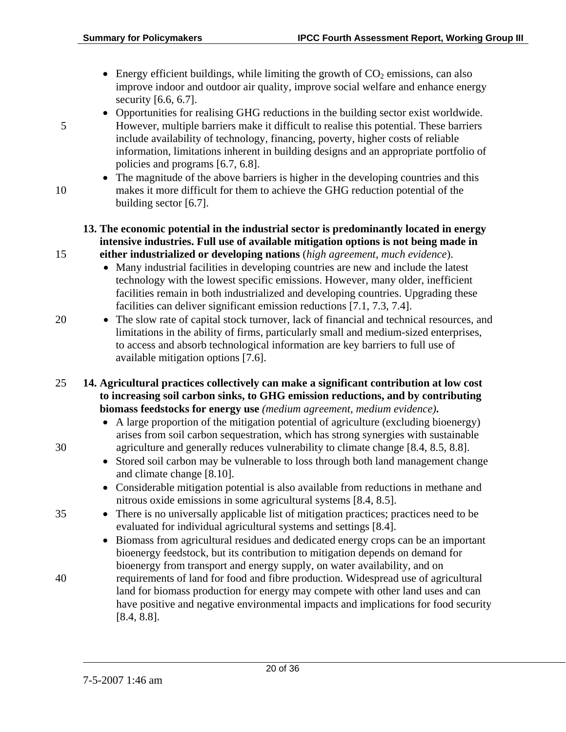- Energy efficient buildings, while limiting the growth of $CO_2$ emissions, can also improve indoor and outdoor air quality, improve social welfare and enhance energy security [6.6, 6.7].
- Opportunities for realising GHG reductions in the building sector exist worldwide. However, multiple barriers make it difficult to realise this potential. These barriers include availability of technology, financing, poverty, higher costs of reliable information, limitations inherent in building designs and an appropriate portfolio of policies and programs [6.7, 6.8].
- The magnitude of the above barriers is higher in the developing countries and this makes it more difficult for them to achieve the GHG reduction potential of the building sector [6.7].

**13. The economic potential in the industrial sector is predominantly located in energy intensive industries. Full use of available mitigation options is not being made in either industrialized or developing nations** (*high agreement, much evidence*).

- Many industrial facilities in developing countries are new and include the latest technology with the lowest specific emissions. However, many older, inefficient facilities remain in both industrialized and developing countries. Upgrading these facilities can deliver significant emission reductions [7.1, 7.3, 7.4].
- The slow rate of capital stock turnover, lack of financial and technical resources, and limitations in the ability of firms, particularly small and medium-sized enterprises, to access and absorb technological information are key barriers to full use of available mitigation options [7.6].

**14. Agricultural practices collectively can make a significant contribution at low cost to increasing soil carbon sinks, to GHG emission reductions, and by contributing biomass feedstocks for energy use** *(medium agreement, medium evidence)***.**

- A large proportion of the mitigation potential of agriculture (excluding bioenergy) arises from soil carbon sequestration, which has strong synergies with sustainable agriculture and generally reduces vulnerability to climate change [8.4, 8.5, 8.8].
- Stored soil carbon may be vulnerable to loss through both land management change and climate change [8.10].
- Considerable mitigation potential is also available from reductions in methane and nitrous oxide emissions in some agricultural systems [8.4, 8.5].
- There is no universally applicable list of mitigation practices; practices need to be evaluated for individual agricultural systems and settings [8.4].
- Biomass from agricultural residues and dedicated energy crops can be an important bioenergy feedstock, but its contribution to mitigation depends on demand for bioenergy from transport and energy supply, on water availability, and on requirements of land for food and fibre production. Widespread use of agricultural land for biomass production for energy may compete with other land uses and can have positive and negative environmental impacts and implications for food security [8.4, 8.8].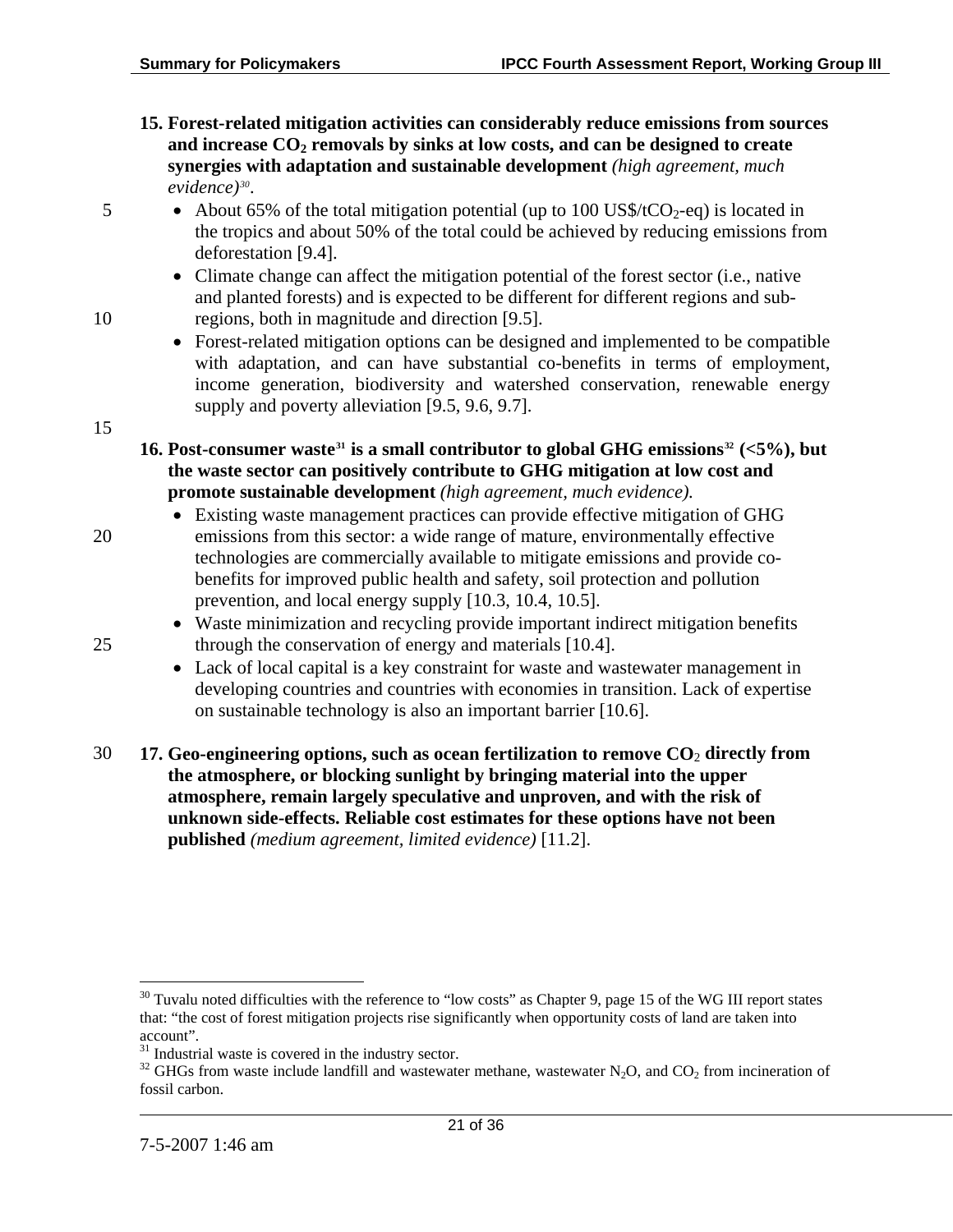**15. Forest-related mitigation activities can considerably reduce emissions from sources and increase $CO_2$ removals by sinks at low costs, and can be designed to create synergies with adaptation and sustainable development** *(high agreement, much evidence)*[30].

- About 65% of the total mitigation potential (up to 100 US\$/t$CO_2$-eq) is located in the tropics and about 50% of the total could be achieved by reducing emissions from deforestation [9.4].
- Climate change can affect the mitigation potential of the forest sector (i.e., native and planted forests) and is expected to be different for different regions and sub-regions, both in magnitude and direction [9.5].
- Forest-related mitigation options can be designed and implemented to be compatible with adaptation, and can have substantial co-benefits in terms of employment, income generation, biodiversity and watershed conservation, renewable energy supply and poverty alleviation [9.5, 9.6, 9.7].

**16. Post-consumer waste[31] is a small contributor to global GHG emissions[32] (<5%), but the waste sector can positively contribute to GHG mitigation at low cost and promote sustainable development** *(high agreement, much evidence).*

- Existing waste management practices can provide effective mitigation of GHG emissions from this sector: a wide range of mature, environmentally effective technologies are commercially available to mitigate emissions and provide co-benefits for improved public health and safety, soil protection and pollution prevention, and local energy supply [10.3, 10.4, 10.5].
- Waste minimization and recycling provide important indirect mitigation benefits through the conservation of energy and materials [10.4].
- Lack of local capital is a key constraint for waste and wastewater management in developing countries and countries with economies in transition. Lack of expertise on sustainable technology is also an important barrier [10.6].

**17. Geo-engineering options, such as ocean fertilization to remove $CO_2$ directly from the atmosphere, or blocking sunlight by bringing material into the upper atmosphere, remain largely speculative and unproven, and with the risk of unknown side-effects. Reliable cost estimates for these options have not been published** *(medium agreement, limited evidence)* [11.2].

---

[30] Tuvalu noted difficulties with the reference to "low costs" as Chapter 9, page 15 of the WG III report states that: "the cost of forest mitigation projects rise significantly when opportunity costs of land are taken into account".

[31] Industrial waste is covered in the industry sector.

[32] GHGs from waste include landfill and wastewater methane, wastewater $N_2O$, and $CO_2$ from incineration of fossil carbon.

7-5-2007 1:46 am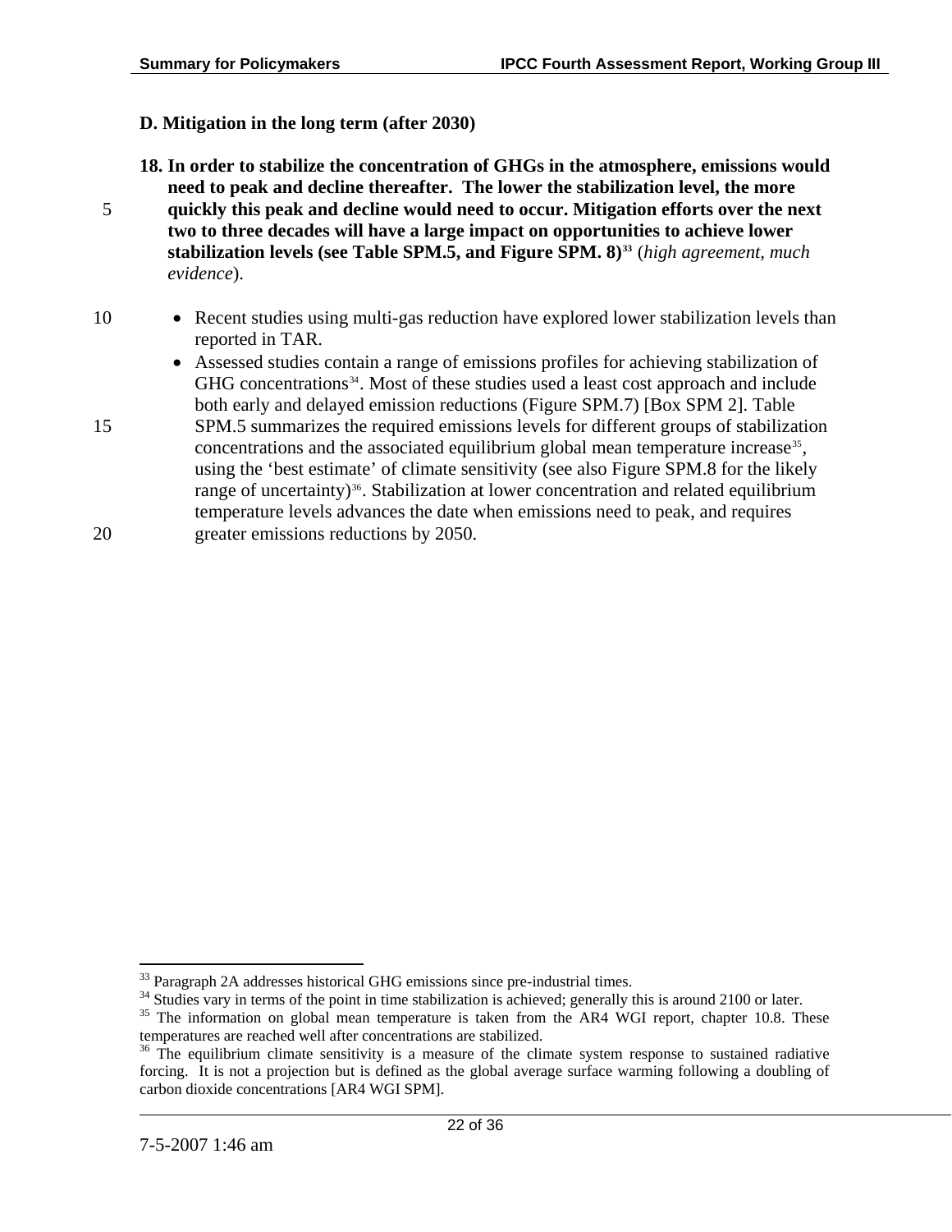## D. Mitigation in the long term (after 2030)

**18. In order to stabilize the concentration of GHGs in the atmosphere, emissions would need to peak and decline thereafter. The lower the stabilization level, the more quickly this peak and decline would need to occur. Mitigation efforts over the next two to three decades will have a large impact on opportunities to achieve lower stabilization levels (see Table SPM.5, and Figure SPM. 8)[33]** (*high agreement, much evidence*).

- Recent studies using multi-gas reduction have explored lower stabilization levels than reported in TAR.
- Assessed studies contain a range of emissions profiles for achieving stabilization of GHG concentrations[34]. Most of these studies used a least cost approach and include both early and delayed emission reductions (Figure SPM.7) [Box SPM 2]. Table SPM.5 summarizes the required emissions levels for different groups of stabilization concentrations and the associated equilibrium global mean temperature increase[35], using the 'best estimate' of climate sensitivity (see also Figure SPM.8 for the likely range of uncertainty)[36]. Stabilization at lower concentration and related equilibrium temperature levels advances the date when emissions need to peak, and requires greater emissions reductions by 2050.

---

[33] Paragraph 2A addresses historical GHG emissions since pre-industrial times.

[34] Studies vary in terms of the point in time stabilization is achieved; generally this is around 2100 or later.

[35] The information on global mean temperature is taken from the AR4 WGI report, chapter 10.8. These temperatures are reached well after concentrations are stabilized.

[36] The equilibrium climate sensitivity is a measure of the climate system response to sustained radiative forcing. It is not a projection but is defined as the global average surface warming following a doubling of carbon dioxide concentrations [AR4 WGI SPM].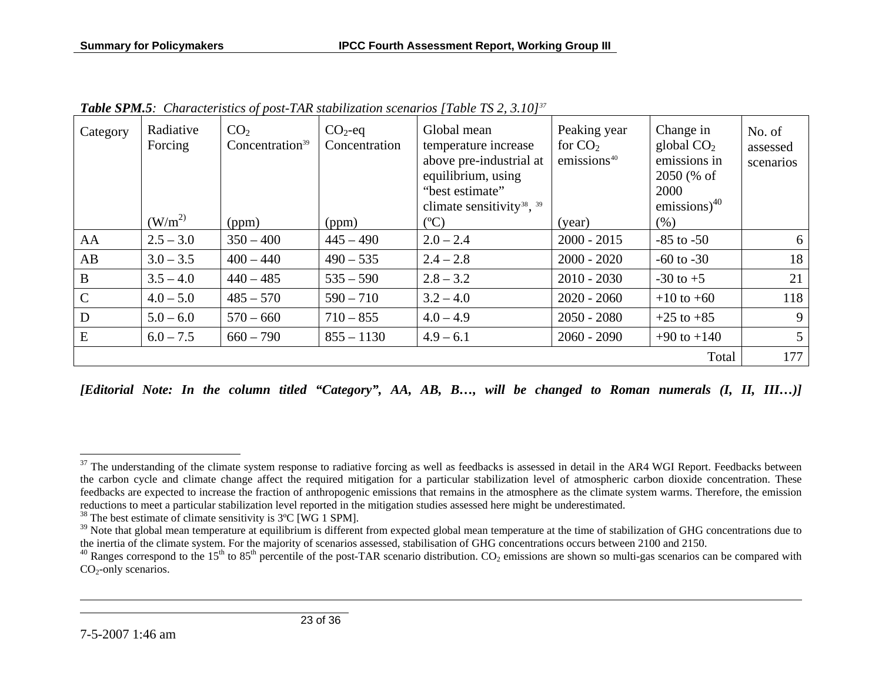***Table SPM.5****: Characteristics of post-TAR stabilization scenarios [Table TS 2, 3.10]*[37]

| Category | Radiative Forcing ($W/m^2$) | $CO_2$ Concentration[39] (ppm) | $CO_2$-eq Concentration (ppm) | Global mean temperature increase above pre-industrial at equilibrium, using "best estimate" climate sensitivity[38], [39] (ºC) | Peaking year for $CO_2$ emissions[40] (year) | Change in global $CO_2$ emissions in 2050 (% of 2000 emissions)[40] (%) | No. of assessed scenarios |
|---|---|---|---|---|---|---|---|
| AA | 2.5 – 3.0 | 350 – 400 | 445 – 490 | 2.0 – 2.4 | 2000 - 2015 | -85 to -50 | 6 |
| AB | 3.0 – 3.5 | 400 – 440 | 490 – 535 | 2.4 – 2.8 | 2000 - 2020 | -60 to -30 | 18 |
| B | 3.5 – 4.0 | 440 – 485 | 535 – 590 | 2.8 – 3.2 | 2010 - 2030 | -30 to +5 | 21 |
| C | 4.0 – 5.0 | 485 – 570 | 590 – 710 | 3.2 – 4.0 | 2020 - 2060 | +10 to +60 | 118 |
| D | 5.0 – 6.0 | 570 – 660 | 710 – 855 | 4.0 – 4.9 | 2050 - 2080 | +25 to +85 | 9 |
| E | 6.0 – 7.5 | 660 – 790 | 855 – 1130 | 4.9 – 6.1 | 2060 - 2090 | +90 to +140 | 5 |
| | | | | | | Total | 177 |

***[Editorial Note: In the column titled "Category", AA, AB, B…, will be changed to Roman numerals (I, II, III…)]***

---

[37] The understanding of the climate system response to radiative forcing as well as feedbacks is assessed in detail in the AR4 WGI Report. Feedbacks between the carbon cycle and climate change affect the required mitigation for a particular stabilization level of atmospheric carbon dioxide concentration. These feedbacks are expected to increase the fraction of anthropogenic emissions that remains in the atmosphere as the climate system warms. Therefore, the emission reductions to meet a particular stabilization level reported in the mitigation studies assessed here might be underestimated.

[38] The best estimate of climate sensitivity is 3ºC [WG 1 SPM].

[39] Note that global mean temperature at equilibrium is different from expected global mean temperature at the time of stabilization of GHG concentrations due to the inertia of the climate system. For the majority of scenarios assessed, stabilisation of GHG concentrations occurs between 2100 and 2150.

[40] Ranges correspond to the $15^{th}$ to $85^{th}$ percentile of the post-TAR scenario distribution. $CO_2$ emissions are shown so multi-gas scenarios can be compared with $CO_2$-only scenarios.

7-5-2007 1:46 am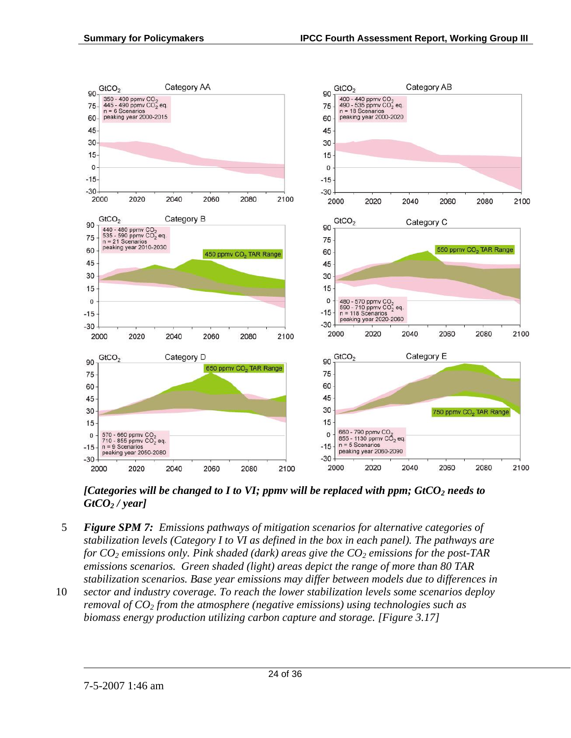*[Categories will be changed to I to VI; ppmv will be replaced with ppm; $GtCO_2$ needs to $GtCO_2$ / year]*

***Figure SPM 7:*** *Emissions pathways of mitigation scenarios for alternative categories of stabilization levels (Category I to VI as defined in the box in each panel). The pathways are for $CO_2$ emissions only. Pink shaded (dark) areas give the $CO_2$ emissions for the post-TAR emissions scenarios. Green shaded (light) areas depict the range of more than 80 TAR stabilization scenarios. Base year emissions may differ between models due to differences in sector and industry coverage. To reach the lower stabilization levels some scenarios deploy removal of $CO_2$ from the atmosphere (negative emissions) using technologies such as biomass energy production utilizing carbon capture and storage. [Figure 3.17]*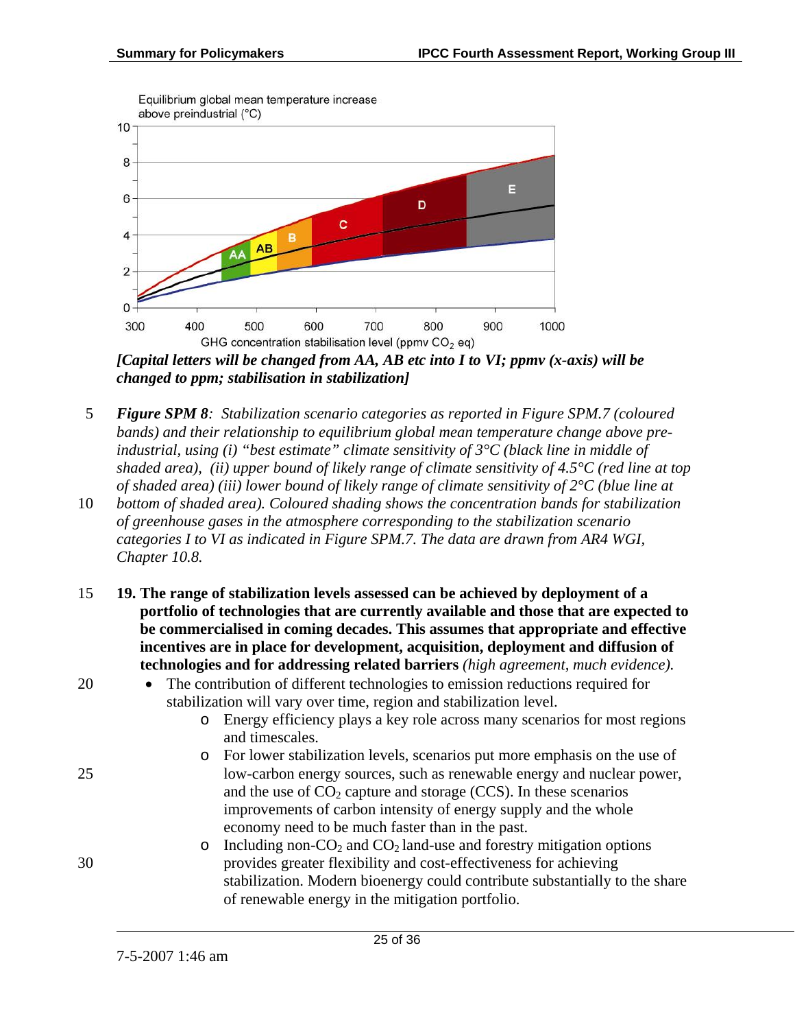*[Capital letters will be changed from AA, AB etc into I to VI; ppmv (x-axis) will be changed to ppm; stabilisation in stabilization]*

***Figure SPM 8**: Stabilization scenario categories as reported in Figure SPM.7 (coloured bands) and their relationship to equilibrium global mean temperature change above pre-industrial, using (i) "best estimate" climate sensitivity of 3°C (black line in middle of shaded area), (ii) upper bound of likely range of climate sensitivity of 4.5°C (red line at top of shaded area) (iii) lower bound of likely range of climate sensitivity of 2°C (blue line at bottom of shaded area). Coloured shading shows the concentration bands for stabilization of greenhouse gases in the atmosphere corresponding to the stabilization scenario categories I to VI as indicated in Figure SPM.7. The data are drawn from AR4 WGI, Chapter 10.8.*

**19. The range of stabilization levels assessed can be achieved by deployment of a portfolio of technologies that are currently available and those that are expected to be commercialised in coming decades. This assumes that appropriate and effective incentives are in place for development, acquisition, deployment and diffusion of technologies and for addressing related barriers** *(high agreement, much evidence).*

- The contribution of different technologies to emission reductions required for stabilization will vary over time, region and stabilization level.
    - Energy efficiency plays a key role across many scenarios for most regions and timescales.
    - For lower stabilization levels, scenarios put more emphasis on the use of low-carbon energy sources, such as renewable energy and nuclear power, and the use of $CO_2$ capture and storage (CCS). In these scenarios improvements of carbon intensity of energy supply and the whole economy need to be much faster than in the past.
    - Including non-$CO_2$ and $CO_2$ land-use and forestry mitigation options provides greater flexibility and cost-effectiveness for achieving stabilization. Modern bioenergy could contribute substantially to the share of renewable energy in the mitigation portfolio.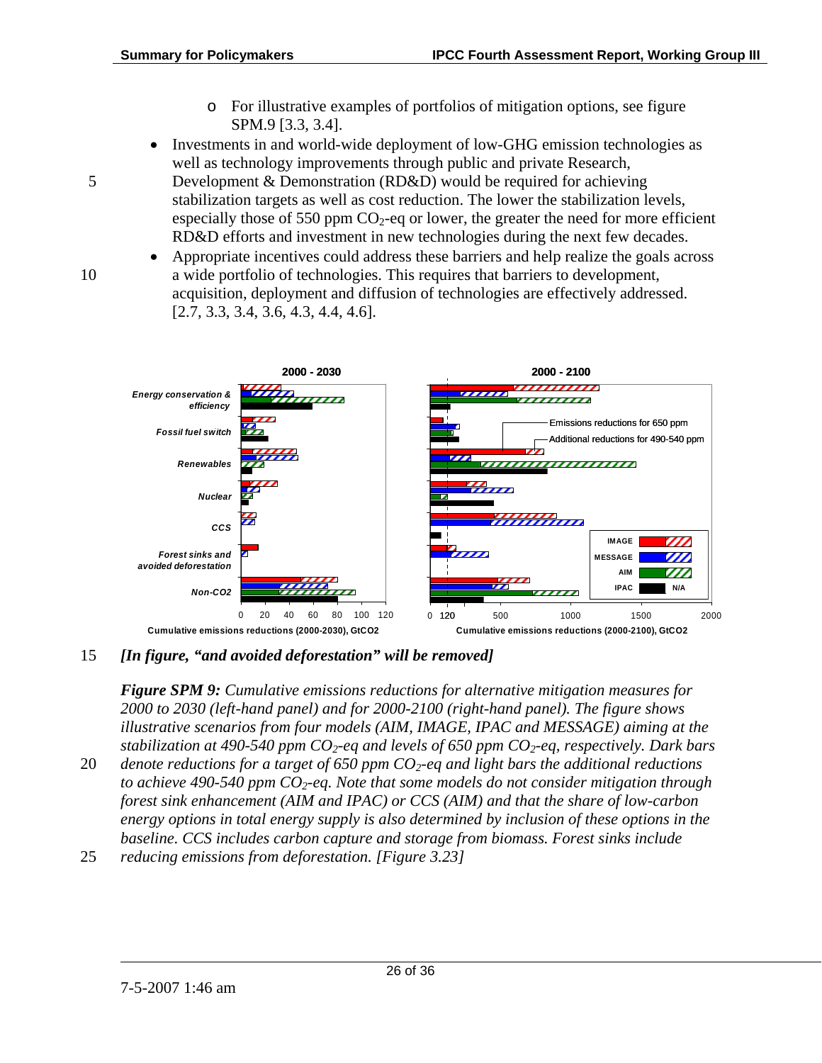- For illustrative examples of portfolios of mitigation options, see figure SPM.9 [3.3, 3.4].

- Investments in and world-wide deployment of low-GHG emission technologies as well as technology improvements through public and private Research, Development & Demonstration (RD&D) would be required for achieving stabilization targets as well as cost reduction. The lower the stabilization levels, especially those of 550 ppm $CO_2$-eq or lower, the greater the need for more efficient RD&D efforts and investment in new technologies during the next few decades.
- Appropriate incentives could address these barriers and help realize the goals across a wide portfolio of technologies. This requires that barriers to development, acquisition, deployment and diffusion of technologies are effectively addressed. [2.7, 3.3, 3.4, 3.6, 4.3, 4.4, 4.6].

***[In figure, "and avoided deforestation" will be removed]***

***Figure SPM 9:*** *Cumulative emissions reductions for alternative mitigation measures for 2000 to 2030 (left-hand panel) and for 2000-2100 (right-hand panel). The figure shows illustrative scenarios from four models (AIM, IMAGE, IPAC and MESSAGE) aiming at the stabilization at 490-540 ppm $CO_2$-eq and levels of 650 ppm $CO_2$-eq, respectively. Dark bars denote reductions for a target of 650 ppm $CO_2$-eq and light bars the additional reductions to achieve 490-540 ppm $CO_2$-eq. Note that some models do not consider mitigation through forest sink enhancement (AIM and IPAC) or CCS (AIM) and that the share of low-carbon energy options in total energy supply is also determined by inclusion of these options in the baseline. CCS includes carbon capture and storage from biomass. Forest sinks include reducing emissions from deforestation. [Figure 3.23]*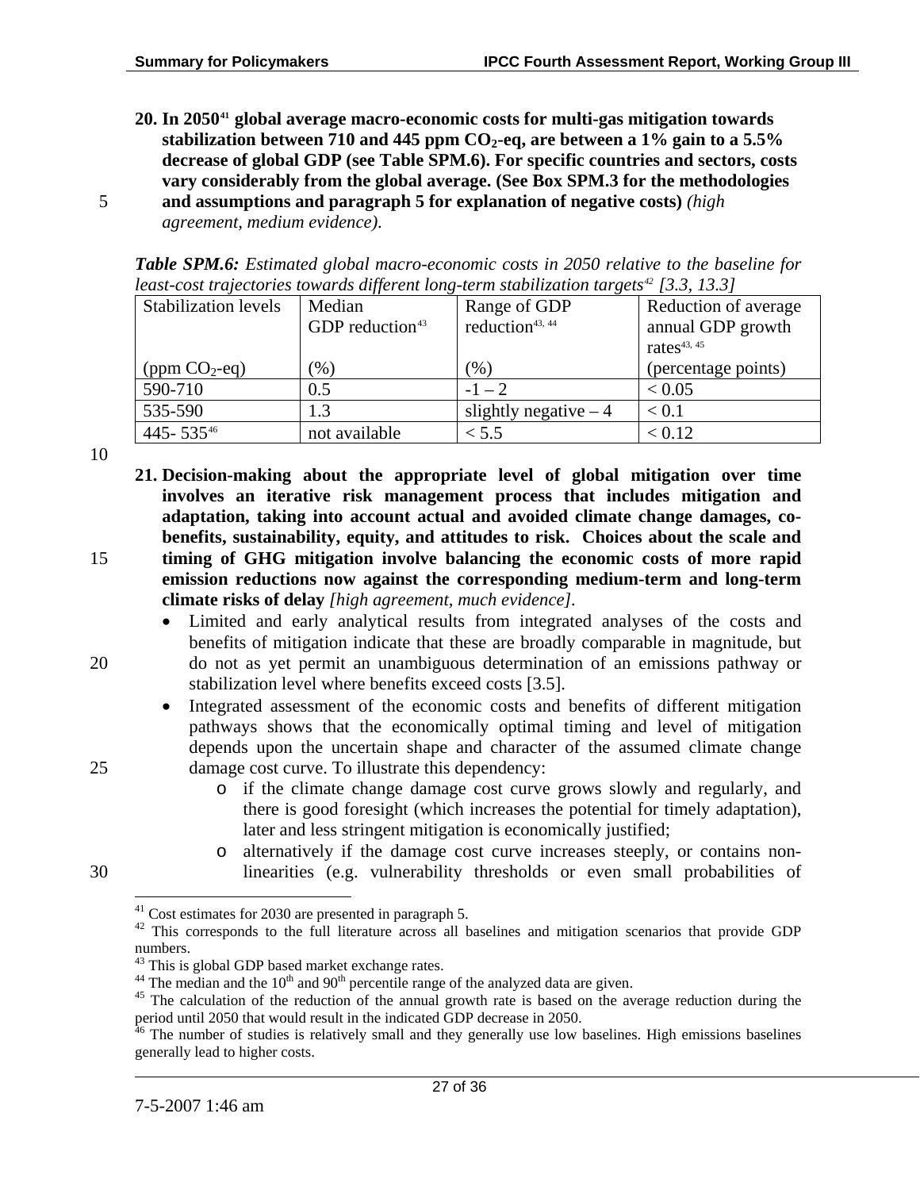**20. In 2050[41] global average macro-economic costs for multi-gas mitigation towards stabilization between 710 and 445 ppm $CO_2$-eq, are between a 1% gain to a 5.5% decrease of global GDP (see Table SPM.6). For specific countries and sectors, costs vary considerably from the global average. (See Box SPM.3 for the methodologies and assumptions and paragraph 5 for explanation of negative costs)** *(high agreement, medium evidence).*

***Table SPM.6:*** *Estimated global macro-economic costs in 2050 relative to the baseline for least-cost trajectories towards different long-term stabilization targets[42] [3.3, 13.3]*

| Stabilization levels (ppm $CO_2$-eq) | Median GDP reduction[43] (%) | Range of GDP reduction[43, 44] (%) | Reduction of average annual GDP growth rates[43, 45] (percentage points) |
|---|---|---|---|
| 590-710 | 0.5 | -1 – 2 | < 0.05 |
| 535-590 | 1.3 | slightly negative – 4 | < 0.1 |
| 445- 535[46] | not available | < 5.5 | < 0.12 |

**21. Decision-making about the appropriate level of global mitigation over time involves an iterative risk management process that includes mitigation and adaptation, taking into account actual and avoided climate change damages, co-benefits, sustainability, equity, and attitudes to risk. Choices about the scale and timing of GHG mitigation involve balancing the economic costs of more rapid emission reductions now against the corresponding medium-term and long-term climate risks of delay** *[high agreement, much evidence]*.

- Limited and early analytical results from integrated analyses of the costs and benefits of mitigation indicate that these are broadly comparable in magnitude, but do not as yet permit an unambiguous determination of an emissions pathway or stabilization level where benefits exceed costs [3.5].
- Integrated assessment of the economic costs and benefits of different mitigation pathways shows that the economically optimal timing and level of mitigation depends upon the uncertain shape and character of the assumed climate change damage cost curve. To illustrate this dependency:
  - if the climate change damage cost curve grows slowly and regularly, and there is good foresight (which increases the potential for timely adaptation), later and less stringent mitigation is economically justified;
  - alternatively if the damage cost curve increases steeply, or contains non-linearities (e.g. vulnerability thresholds or even small probabilities of

---

[41] Cost estimates for 2030 are presented in paragraph 5.

[42] This corresponds to the full literature across all baselines and mitigation scenarios that provide GDP numbers.

[43] This is global GDP based market exchange rates.

[44] The median and the $10^{th}$ and $90^{th}$ percentile range of the analyzed data are given.

[45] The calculation of the reduction of the annual growth rate is based on the average reduction during the period until 2050 that would result in the indicated GDP decrease in 2050.

[46] The number of studies is relatively small and they generally use low baselines. High emissions baselines generally lead to higher costs.

7-5-2007 1:46 am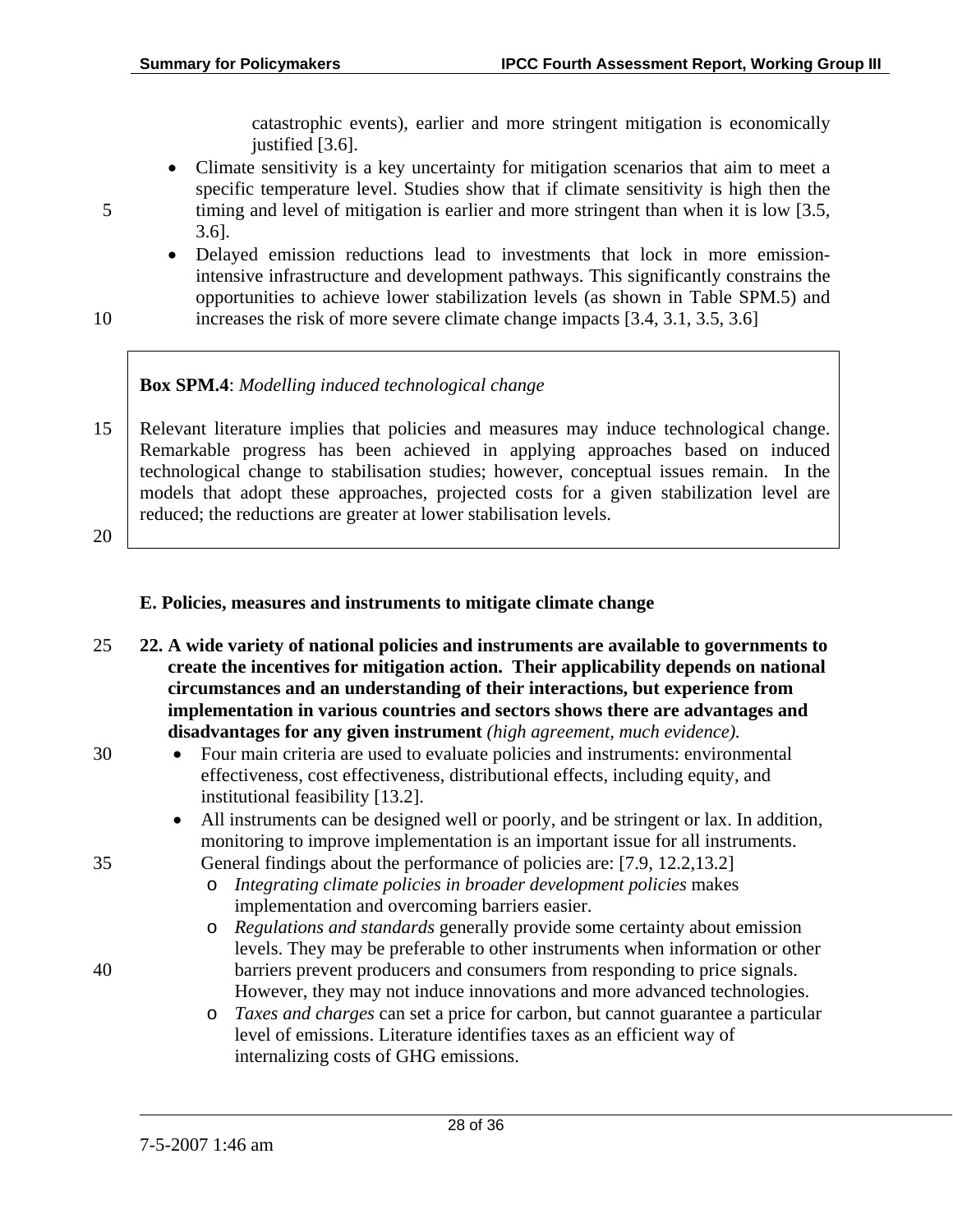catastrophic events), earlier and more stringent mitigation is economically justified [3.6].

- Climate sensitivity is a key uncertainty for mitigation scenarios that aim to meet a specific temperature level. Studies show that if climate sensitivity is high then the timing and level of mitigation is earlier and more stringent than when it is low [3.5, 3.6].
- Delayed emission reductions lead to investments that lock in more emission-intensive infrastructure and development pathways. This significantly constrains the opportunities to achieve lower stabilization levels (as shown in Table SPM.5) and increases the risk of more severe climate change impacts [3.4, 3.1, 3.5, 3.6]

> **Box SPM.4**: *Modelling induced technological change*
>
> Relevant literature implies that policies and measures may induce technological change. Remarkable progress has been achieved in applying approaches based on induced technological change to stabilisation studies; however, conceptual issues remain. In the models that adopt these approaches, projected costs for a given stabilization level are reduced; the reductions are greater at lower stabilisation levels.

## E. Policies, measures and instruments to mitigate climate change

**22. A wide variety of national policies and instruments are available to governments to create the incentives for mitigation action. Their applicability depends on national circumstances and an understanding of their interactions, but experience from implementation in various countries and sectors shows there are advantages and disadvantages for any given instrument** *(high agreement, much evidence).*

- Four main criteria are used to evaluate policies and instruments: environmental effectiveness, cost effectiveness, distributional effects, including equity, and institutional feasibility [13.2].
- All instruments can be designed well or poorly, and be stringent or lax. In addition, monitoring to improve implementation is an important issue for all instruments. General findings about the performance of policies are: [7.9, 12.2,13.2]
  - *Integrating climate policies in broader development policies* makes implementation and overcoming barriers easier.
  - *Regulations and standards* generally provide some certainty about emission levels. They may be preferable to other instruments when information or other barriers prevent producers and consumers from responding to price signals. However, they may not induce innovations and more advanced technologies.
  - *Taxes and charges* can set a price for carbon, but cannot guarantee a particular level of emissions. Literature identifies taxes as an efficient way of internalizing costs of GHG emissions.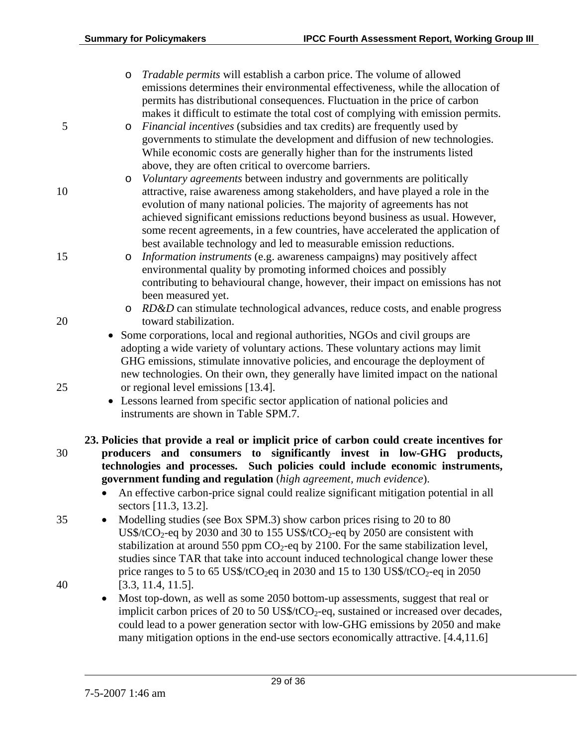- *Tradable permits* will establish a carbon price. The volume of allowed emissions determines their environmental effectiveness, while the allocation of permits has distributional consequences. Fluctuation in the price of carbon makes it difficult to estimate the total cost of complying with emission permits.
  - *Financial incentives* (subsidies and tax credits) are frequently used by governments to stimulate the development and diffusion of new technologies. While economic costs are generally higher than for the instruments listed above, they are often critical to overcome barriers.
  - *Voluntary agreements* between industry and governments are politically attractive, raise awareness among stakeholders, and have played a role in the evolution of many national policies. The majority of agreements has not achieved significant emissions reductions beyond business as usual. However, some recent agreements, in a few countries, have accelerated the application of best available technology and led to measurable emission reductions.
  - *Information instruments* (e.g. awareness campaigns) may positively affect environmental quality by promoting informed choices and possibly contributing to behavioural change, however, their impact on emissions has not been measured yet.
  - *RD&D* can stimulate technological advances, reduce costs, and enable progress toward stabilization.
- Some corporations, local and regional authorities, NGOs and civil groups are adopting a wide variety of voluntary actions. These voluntary actions may limit GHG emissions, stimulate innovative policies, and encourage the deployment of new technologies. On their own, they generally have limited impact on the national or regional level emissions [13.4].
- Lessons learned from specific sector application of national policies and instruments are shown in Table SPM.7.

**23. Policies that provide a real or implicit price of carbon could create incentives for producers and consumers to significantly invest in low-GHG products, technologies and processes. Such policies could include economic instruments, government funding and regulation** (*high agreement, much evidence*).

- An effective carbon-price signal could realize significant mitigation potential in all sectors [11.3, 13.2].
- Modelling studies (see Box SPM.3) show carbon prices rising to 20 to 80 US\$/t$CO_2$-eq by 2030 and 30 to 155 US\$/t$CO_2$-eq by 2050 are consistent with stabilization at around 550 ppm $CO_2$-eq by 2100. For the same stabilization level, studies since TAR that take into account induced technological change lower these price ranges to 5 to 65 US\$/t$CO_2$eq in 2030 and 15 to 130 US\$/t$CO_2$-eq in 2050 [3.3, 11.4, 11.5].
- Most top-down, as well as some 2050 bottom-up assessments, suggest that real or implicit carbon prices of 20 to 50 US\$/t$CO_2$-eq, sustained or increased over decades, could lead to a power generation sector with low-GHG emissions by 2050 and make many mitigation options in the end-use sectors economically attractive. [4.4,11.6]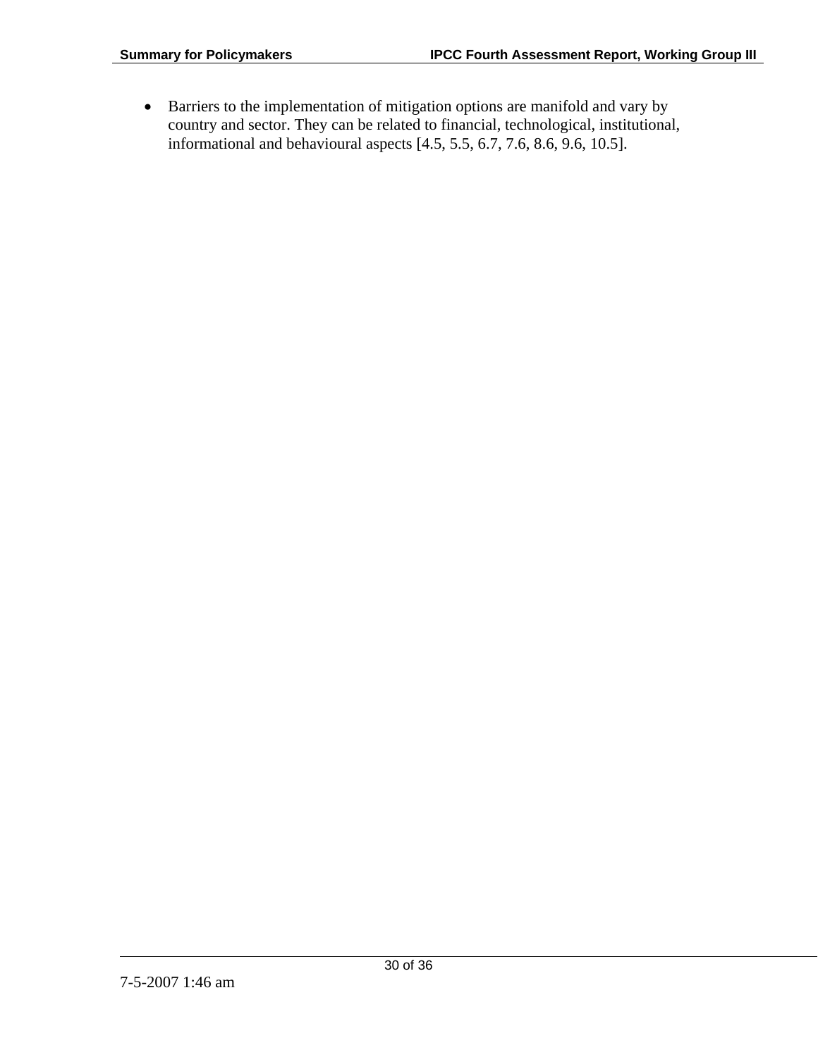- Barriers to the implementation of mitigation options are manifold and vary by country and sector. They can be related to financial, technological, institutional, informational and behavioural aspects [4.5, 5.5, 6.7, 7.6, 8.6, 9.6, 10.5].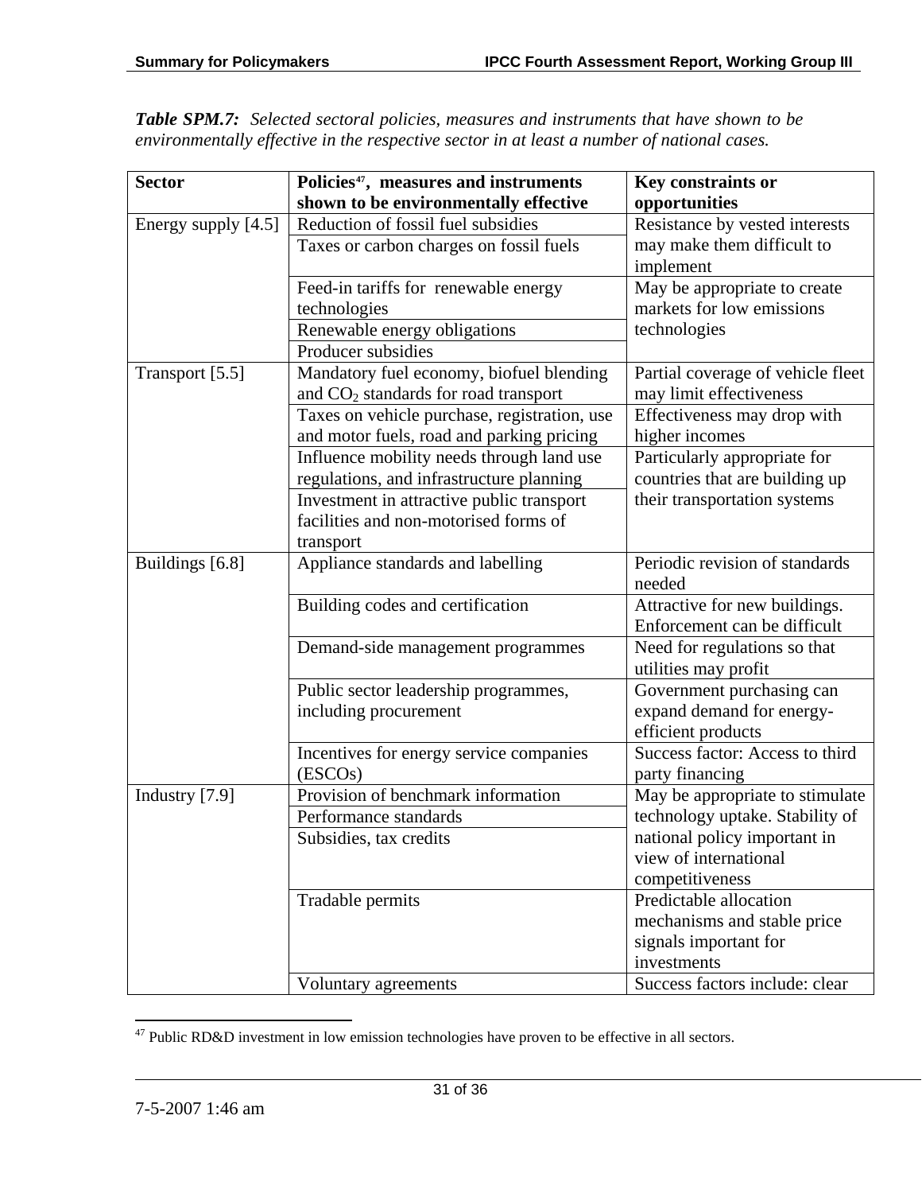***Table SPM.7:*** *Selected sectoral policies, measures and instruments that have shown to be environmentally effective in the respective sector in at least a number of national cases.*

| **Sector** | **Policies[47], measures and instruments shown to be environmentally effective** | **Key constraints or opportunities** |
|---|---|---|
| Energy supply [4.5] | Reduction of fossil fuel subsidies | Resistance by vested interests may make them difficult to implement |
| | Taxes or carbon charges on fossil fuels | |
| | Feed-in tariffs for renewable energy technologies | May be appropriate to create markets for low emissions technologies |
| | Renewable energy obligations | |
| | Producer subsidies | |
| Transport [5.5] | Mandatory fuel economy, biofuel blending and $CO_2$ standards for road transport | Partial coverage of vehicle fleet may limit effectiveness |
| | Taxes on vehicle purchase, registration, use and motor fuels, road and parking pricing | Effectiveness may drop with higher incomes |
| | Influence mobility needs through land use regulations, and infrastructure planning | Particularly appropriate for countries that are building up their transportation systems |
| | Investment in attractive public transport facilities and non-motorised forms of transport | |
| Buildings [6.8] | Appliance standards and labelling | Periodic revision of standards needed |
| | Building codes and certification | Attractive for new buildings. Enforcement can be difficult |
| | Demand-side management programmes | Need for regulations so that utilities may profit |
| | Public sector leadership programmes, including procurement | Government purchasing can expand demand for energy-efficient products |
| | Incentives for energy service companies (ESCOs) | Success factor: Access to third party financing |
| Industry [7.9] | Provision of benchmark information | May be appropriate to stimulate technology uptake. Stability of national policy important in view of international competitiveness |
| | Performance standards | |
| | Subsidies, tax credits | |
| | Tradable permits | Predictable allocation mechanisms and stable price signals important for investments |
| | Voluntary agreements | Success factors include: clear |

[47] Public RD&D investment in low emission technologies have proven to be effective in all sectors.

7-5-2007 1:46 am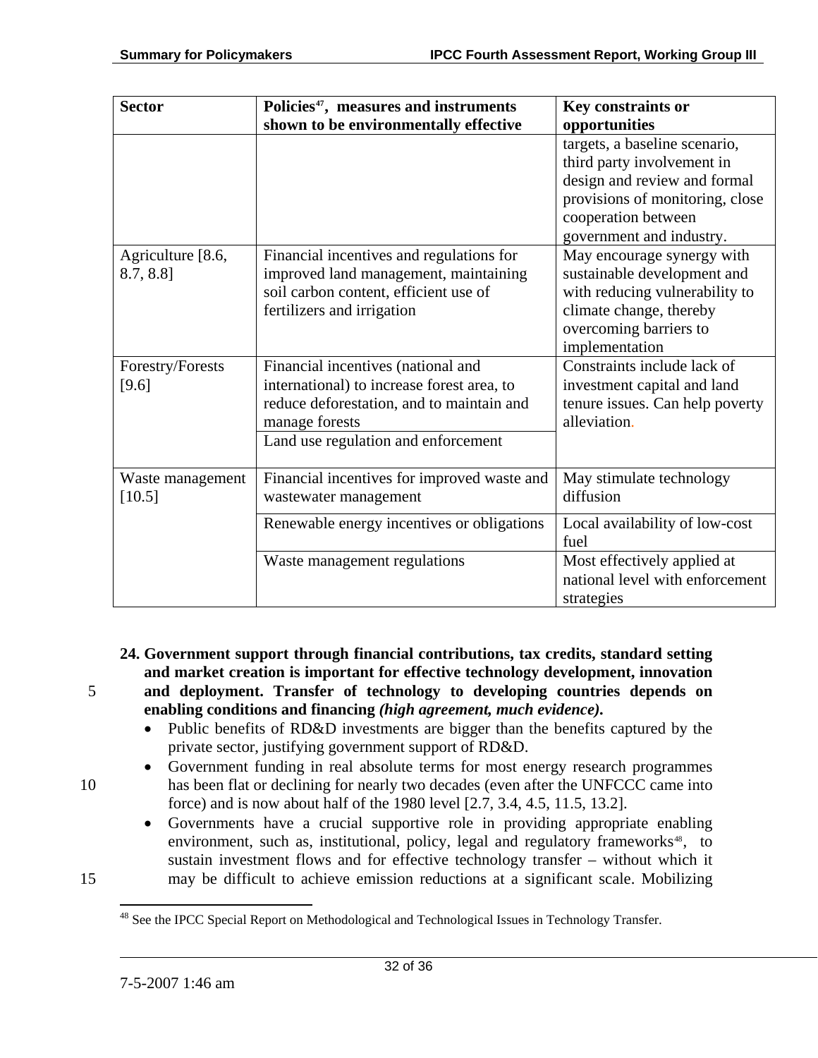| Sector | Policies[47], measures and instruments shown to be environmentally effective | Key constraints or opportunities |
|---|---|---|
| | | targets, a baseline scenario, third party involvement in design and review and formal provisions of monitoring, close cooperation between government and industry. |
| Agriculture [8.6, 8.7, 8.8] | Financial incentives and regulations for improved land management, maintaining soil carbon content, efficient use of fertilizers and irrigation | May encourage synergy with sustainable development and with reducing vulnerability to climate change, thereby overcoming barriers to implementation |
| Forestry/Forests [9.6] | Financial incentives (national and international) to increase forest area, to reduce deforestation, and to maintain and manage forests | Constraints include lack of investment capital and land tenure issues. Can help poverty alleviation. |
| | Land use regulation and enforcement | |
| Waste management [10.5] | Financial incentives for improved waste and wastewater management | May stimulate technology diffusion |
| | Renewable energy incentives or obligations | Local availability of low-cost fuel |
| | Waste management regulations | Most effectively applied at national level with enforcement strategies |

**24. Government support through financial contributions, tax credits, standard setting and market creation is important for effective technology development, innovation and deployment. Transfer of technology to developing countries depends on enabling conditions and financing *(high agreement, much evidence)*.**

- Public benefits of RD&D investments are bigger than the benefits captured by the private sector, justifying government support of RD&D.
- Government funding in real absolute terms for most energy research programmes has been flat or declining for nearly two decades (even after the UNFCCC came into force) and is now about half of the 1980 level [2.7, 3.4, 4.5, 11.5, 13.2].
- Governments have a crucial supportive role in providing appropriate enabling environment, such as, institutional, policy, legal and regulatory frameworks[48], to sustain investment flows and for effective technology transfer – without which it may be difficult to achieve emission reductions at a significant scale. Mobilizing

[48] See the IPCC Special Report on Methodological and Technological Issues in Technology Transfer.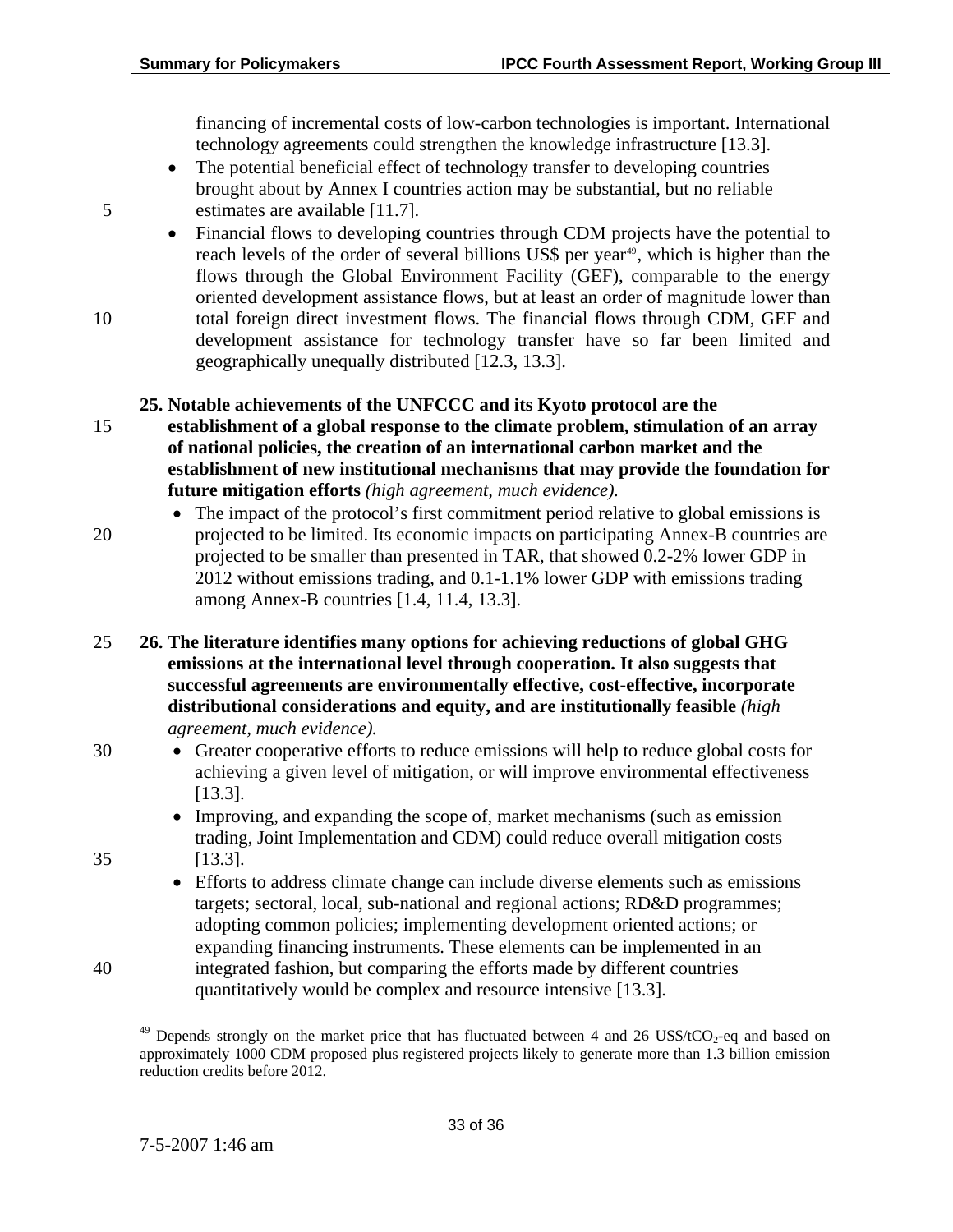financing of incremental costs of low-carbon technologies is important. International technology agreements could strengthen the knowledge infrastructure [13.3].

- The potential beneficial effect of technology transfer to developing countries brought about by Annex I countries action may be substantial, but no reliable estimates are available [11.7].
- Financial flows to developing countries through CDM projects have the potential to reach levels of the order of several billions US$ per year[49], which is higher than the flows through the Global Environment Facility (GEF), comparable to the energy oriented development assistance flows, but at least an order of magnitude lower than total foreign direct investment flows. The financial flows through CDM, GEF and development assistance for technology transfer have so far been limited and geographically unequally distributed [12.3, 13.3].

**25. Notable achievements of the UNFCCC and its Kyoto protocol are the establishment of a global response to the climate problem, stimulation of an array of national policies, the creation of an international carbon market and the establishment of new institutional mechanisms that may provide the foundation for future mitigation efforts** *(high agreement, much evidence).*

- The impact of the protocol's first commitment period relative to global emissions is projected to be limited. Its economic impacts on participating Annex-B countries are projected to be smaller than presented in TAR, that showed 0.2-2% lower GDP in 2012 without emissions trading, and 0.1-1.1% lower GDP with emissions trading among Annex-B countries [1.4, 11.4, 13.3].

**26. The literature identifies many options for achieving reductions of global GHG emissions at the international level through cooperation. It also suggests that successful agreements are environmentally effective, cost-effective, incorporate distributional considerations and equity, and are institutionally feasible** *(high agreement, much evidence).*

- Greater cooperative efforts to reduce emissions will help to reduce global costs for achieving a given level of mitigation, or will improve environmental effectiveness [13.3].
- Improving, and expanding the scope of, market mechanisms (such as emission trading, Joint Implementation and CDM) could reduce overall mitigation costs [13.3].
- Efforts to address climate change can include diverse elements such as emissions targets; sectoral, local, sub-national and regional actions; RD&D programmes; adopting common policies; implementing development oriented actions; or expanding financing instruments. These elements can be implemented in an integrated fashion, but comparing the efforts made by different countries quantitatively would be complex and resource intensive [13.3].

---

[49] Depends strongly on the market price that has fluctuated between 4 and 26 US$/t$CO_2$-eq and based on approximately 1000 CDM proposed plus registered projects likely to generate more than 1.3 billion emission reduction credits before 2012.

7-5-2007 1:46 am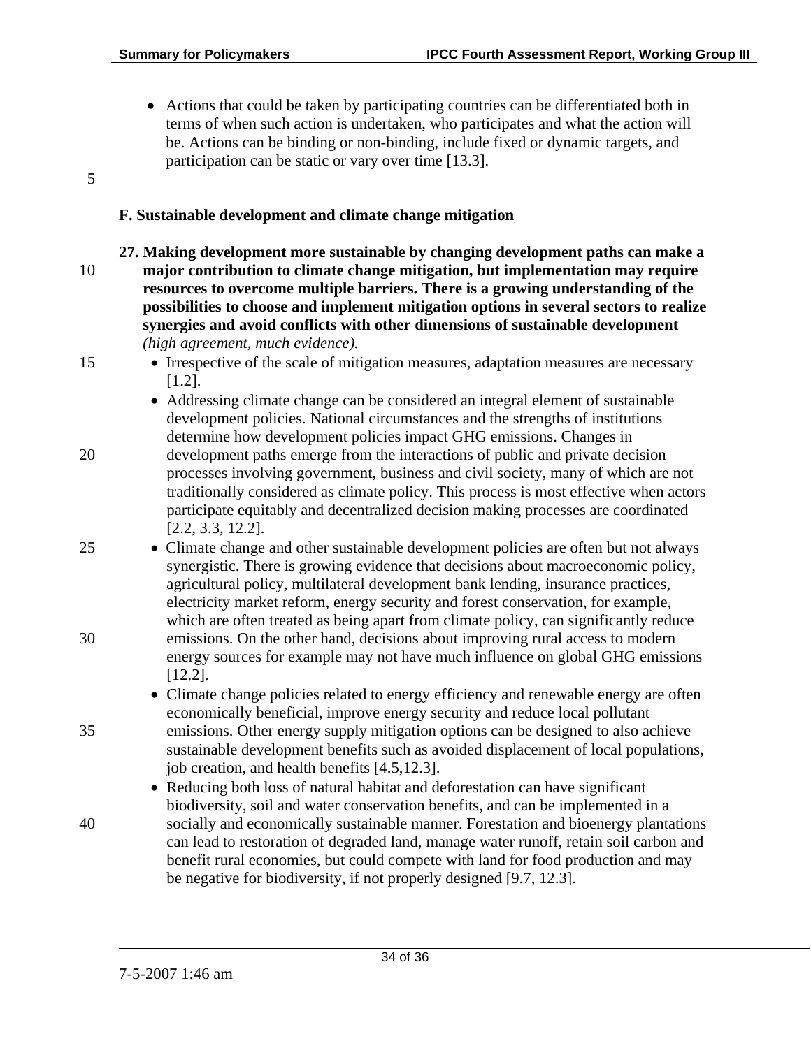- Actions that could be taken by participating countries can be differentiated both in terms of when such action is undertaken, who participates and what the action will be. Actions can be binding or non-binding, include fixed or dynamic targets, and participation can be static or vary over time [13.3].

## F. Sustainable development and climate change mitigation

**27. Making development more sustainable by changing development paths can make a major contribution to climate change mitigation, but implementation may require resources to overcome multiple barriers. There is a growing understanding of the possibilities to choose and implement mitigation options in several sectors to realize synergies and avoid conflicts with other dimensions of sustainable development** *(high agreement, much evidence).*

- Irrespective of the scale of mitigation measures, adaptation measures are necessary [1.2].
- Addressing climate change can be considered an integral element of sustainable development policies. National circumstances and the strengths of institutions determine how development policies impact GHG emissions. Changes in development paths emerge from the interactions of public and private decision processes involving government, business and civil society, many of which are not traditionally considered as climate policy. This process is most effective when actors participate equitably and decentralized decision making processes are coordinated [2.2, 3.3, 12.2].
- Climate change and other sustainable development policies are often but not always synergistic. There is growing evidence that decisions about macroeconomic policy, agricultural policy, multilateral development bank lending, insurance practices, electricity market reform, energy security and forest conservation, for example, which are often treated as being apart from climate policy, can significantly reduce emissions. On the other hand, decisions about improving rural access to modern energy sources for example may not have much influence on global GHG emissions [12.2].
- Climate change policies related to energy efficiency and renewable energy are often economically beneficial, improve energy security and reduce local pollutant emissions. Other energy supply mitigation options can be designed to also achieve sustainable development benefits such as avoided displacement of local populations, job creation, and health benefits [4.5,12.3].
- Reducing both loss of natural habitat and deforestation can have significant biodiversity, soil and water conservation benefits, and can be implemented in a socially and economically sustainable manner. Forestation and bioenergy plantations can lead to restoration of degraded land, manage water runoff, retain soil carbon and benefit rural economies, but could compete with land for food production and may be negative for biodiversity, if not properly designed [9.7, 12.3].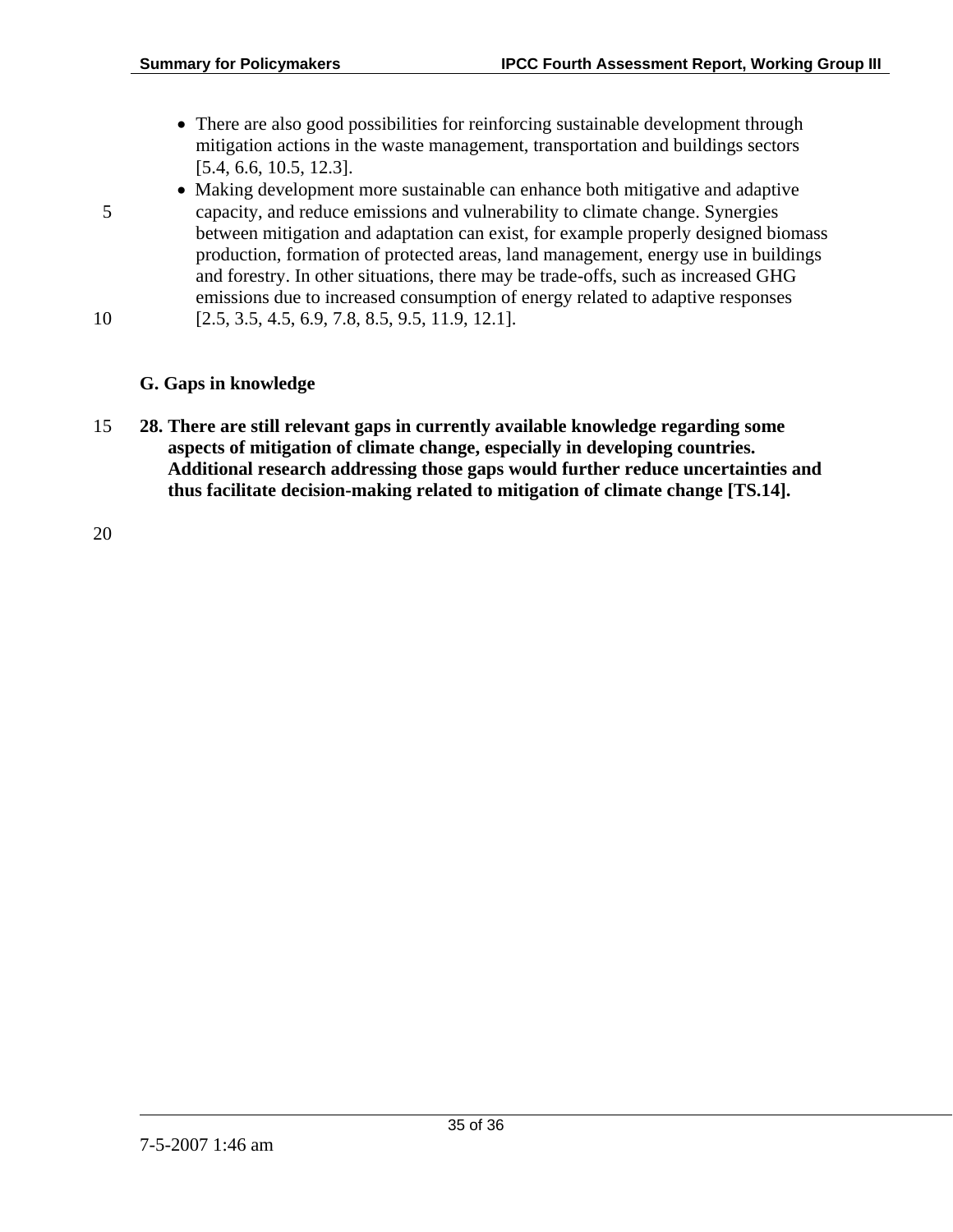- There are also good possibilities for reinforcing sustainable development through mitigation actions in the waste management, transportation and buildings sectors [5.4, 6.6, 10.5, 12.3].
- Making development more sustainable can enhance both mitigative and adaptive capacity, and reduce emissions and vulnerability to climate change. Synergies between mitigation and adaptation can exist, for example properly designed biomass production, formation of protected areas, land management, energy use in buildings and forestry. In other situations, there may be trade-offs, such as increased GHG emissions due to increased consumption of energy related to adaptive responses [2.5, 3.5, 4.5, 6.9, 7.8, 8.5, 9.5, 11.9, 12.1].

## G. Gaps in knowledge

**28. There are still relevant gaps in currently available knowledge regarding some aspects of mitigation of climate change, especially in developing countries. Additional research addressing those gaps would further reduce uncertainties and thus facilitate decision-making related to mitigation of climate change [TS.14].**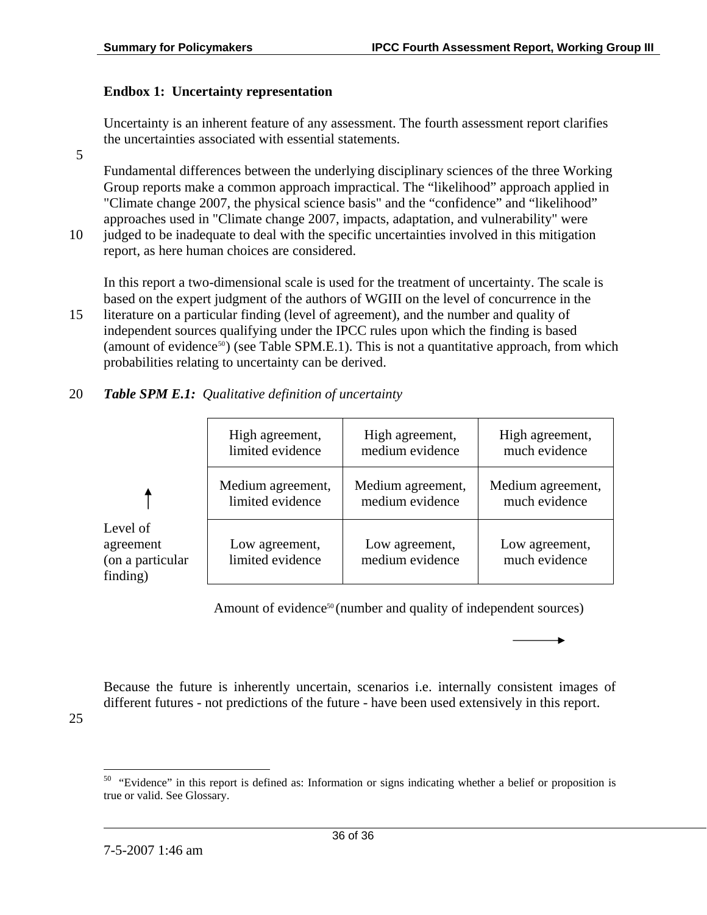**Endbox 1: Uncertainty representation**

Uncertainty is an inherent feature of any assessment. The fourth assessment report clarifies the uncertainties associated with essential statements.

Fundamental differences between the underlying disciplinary sciences of the three Working Group reports make a common approach impractical. The "likelihood" approach applied in "Climate change 2007, the physical science basis" and the "confidence" and "likelihood" approaches used in "Climate change 2007, impacts, adaptation, and vulnerability" were judged to be inadequate to deal with the specific uncertainties involved in this mitigation report, as here human choices are considered.

In this report a two-dimensional scale is used for the treatment of uncertainty. The scale is based on the expert judgment of the authors of WGIII on the level of concurrence in the literature on a particular finding (level of agreement), and the number and quality of independent sources qualifying under the IPCC rules upon which the finding is based (amount of evidence[50]) (see Table SPM.E.1). This is not a quantitative approach, from which probabilities relating to uncertainty can be derived.

***Table SPM E.1:*** *Qualitative definition of uncertainty*

| Level of agreement (on a particular finding) ↑ | | | |
|---|---|---|---|
| | High agreement, limited evidence | High agreement, medium evidence | High agreement, much evidence |
| | Medium agreement, limited evidence | Medium agreement, medium evidence | Medium agreement, much evidence |
| | Low agreement, limited evidence | Low agreement, medium evidence | Low agreement, much evidence |

Amount of evidence[50] (number and quality of independent sources) →

Because the future is inherently uncertain, scenarios i.e. internally consistent images of different futures - not predictions of the future - have been used extensively in this report.

---

[50] "Evidence" in this report is defined as: Information or signs indicating whether a belief or proposition is true or valid. See Glossary.

7-5-2007 1:46 am